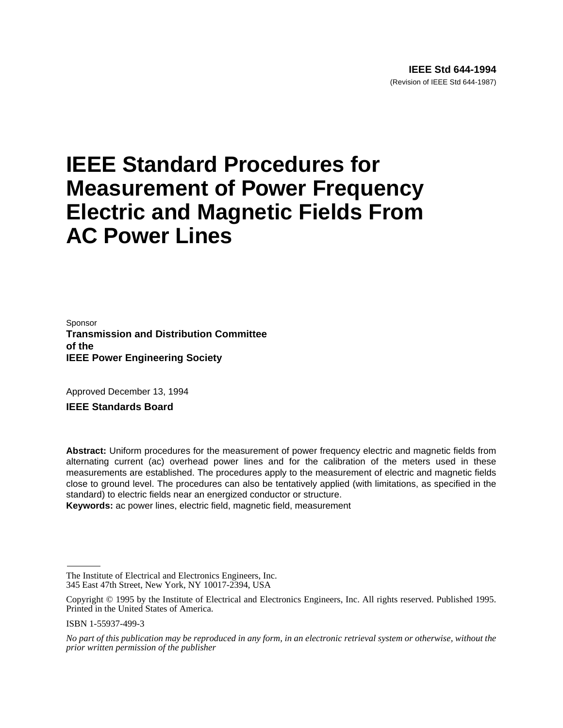**IEEE Std 644-1994**

(Revision of IEEE Std 644-1987)

# IEEE Standard Procedures for Measurement of Power Frequency Electric and Magnetic Fields From AC Power Lines

Sponsor

**Transmission and Distribution Committee of the IEEE Power Engineering Society**

Approved December 13, 1994

**IEEE Standards Board**

**Abstract:** Uniform procedures for the measurement of power frequency electric and magnetic fields from alternating current (ac) overhead power lines and for the calibration of the meters used in these measurements are established. The procedures apply to the measurement of electric and magnetic fields close to ground level. The procedures can also be tentatively applied (with limitations, as specified in the standard) to electric fields near an energized conductor or structure.

**Keywords:** ac power lines, electric field, magnetic field, measurement

---

The Institute of Electrical and Electronics Engineers, Inc.
345 East 47th Street, New York, NY 10017-2394, USA

Copyright © 1995 by the Institute of Electrical and Electronics Engineers, Inc. All rights reserved. Published 1995. Printed in the United States of America.

ISBN 1-55937-499-3

*No part of this publication may be reproduced in any form, in an electronic retrieval system or otherwise, without the prior written permission of the publisher*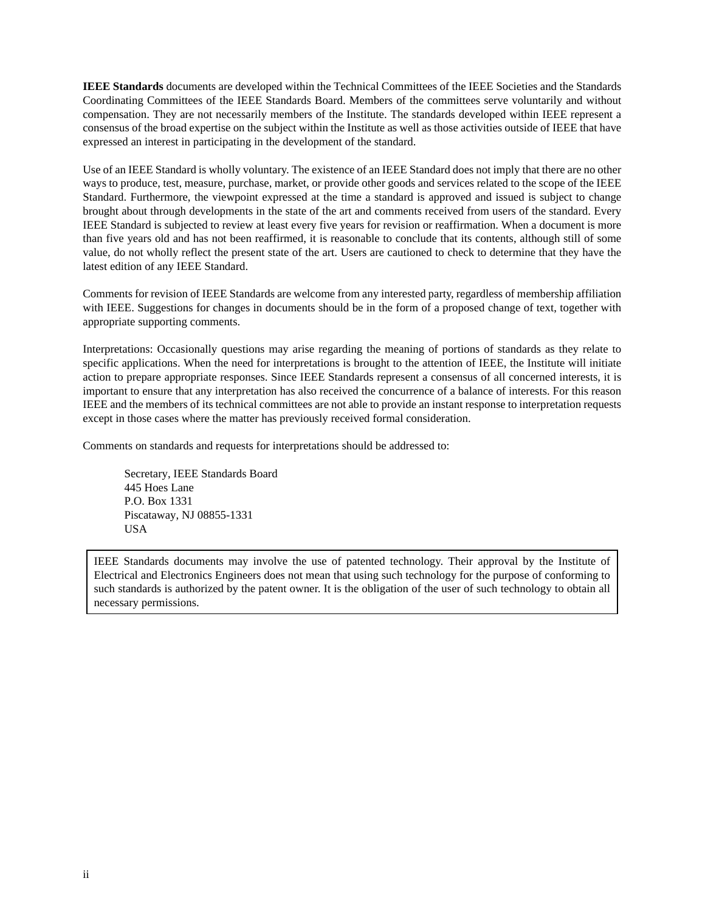**IEEE Standards** documents are developed within the Technical Committees of the IEEE Societies and the Standards Coordinating Committees of the IEEE Standards Board. Members of the committees serve voluntarily and without compensation. They are not necessarily members of the Institute. The standards developed within IEEE represent a consensus of the broad expertise on the subject within the Institute as well as those activities outside of IEEE that have expressed an interest in participating in the development of the standard.

Use of an IEEE Standard is wholly voluntary. The existence of an IEEE Standard does not imply that there are no other ways to produce, test, measure, purchase, market, or provide other goods and services related to the scope of the IEEE Standard. Furthermore, the viewpoint expressed at the time a standard is approved and issued is subject to change brought about through developments in the state of the art and comments received from users of the standard. Every IEEE Standard is subjected to review at least every five years for revision or reaffirmation. When a document is more than five years old and has not been reaffirmed, it is reasonable to conclude that its contents, although still of some value, do not wholly reflect the present state of the art. Users are cautioned to check to determine that they have the latest edition of any IEEE Standard.

Comments for revision of IEEE Standards are welcome from any interested party, regardless of membership affiliation with IEEE. Suggestions for changes in documents should be in the form of a proposed change of text, together with appropriate supporting comments.

Interpretations: Occasionally questions may arise regarding the meaning of portions of standards as they relate to specific applications. When the need for interpretations is brought to the attention of IEEE, the Institute will initiate action to prepare appropriate responses. Since IEEE Standards represent a consensus of all concerned interests, it is important to ensure that any interpretation has also received the concurrence of a balance of interests. For this reason IEEE and the members of its technical committees are not able to provide an instant response to interpretation requests except in those cases where the matter has previously received formal consideration.

Comments on standards and requests for interpretations should be addressed to:

> Secretary, IEEE Standards Board
> 445 Hoes Lane
> P.O. Box 1331
> Piscataway, NJ 08855-1331
> USA

IEEE Standards documents may involve the use of patented technology. Their approval by the Institute of Electrical and Electronics Engineers does not mean that using such technology for the purpose of conforming to such standards is authorized by the patent owner. It is the obligation of the user of such technology to obtain all necessary permissions.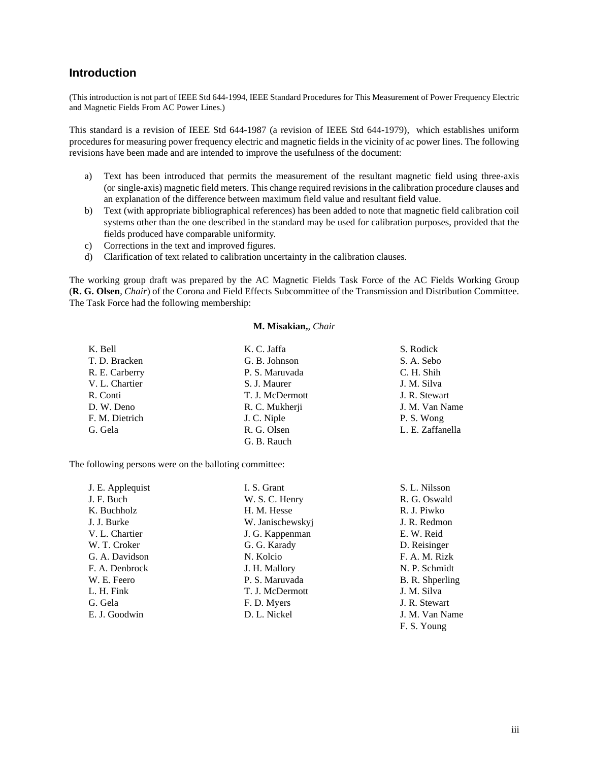## Introduction

(This introduction is not part of IEEE Std 644-1994, IEEE Standard Procedures for This Measurement of Power Frequency Electric and Magnetic Fields From AC Power Lines.)

This standard is a revision of IEEE Std 644-1987 (a revision of IEEE Std 644-1979), which establishes uniform procedures for measuring power frequency electric and magnetic fields in the vicinity of ac power lines. The following revisions have been made and are intended to improve the usefulness of the document:

a) Text has been introduced that permits the measurement of the resultant magnetic field using three-axis (or single-axis) magnetic field meters. This change required revisions in the calibration procedure clauses and an explanation of the difference between maximum field value and resultant field value.
b) Text (with appropriate bibliographical references) has been added to note that magnetic field calibration coil systems other than the one described in the standard may be used for calibration purposes, provided that the fields produced have comparable uniformity.
c) Corrections in the text and improved figures.
d) Clarification of text related to calibration uncertainty in the calibration clauses.

The working group draft was prepared by the AC Magnetic Fields Task Force of the AC Fields Working Group (**R. G. Olsen**, *Chair*) of the Corona and Field Effects Subcommittee of the Transmission and Distribution Committee. The Task Force had the following membership:

**M. Misakian,**, *Chair*

K. Bell
T. D. Bracken
R. E. Carberry
V. L. Chartier
R. Conti
D. W. Deno
F. M. Dietrich
G. Gela
K. C. Jaffa
G. B. Johnson
P. S. Maruvada
S. J. Maurer
T. J. McDermott
R. C. Mukherji
J. C. Niple
R. G. Olsen
G. B. Rauch
S. Rodick
S. A. Sebo
C. H. Shih
J. M. Silva
J. R. Stewart
J. M. Van Name
P. S. Wong
L. E. Zaffanella

The following persons were on the balloting committee:

J. E. Applequist
J. F. Buch
K. Buchholz
J. J. Burke
V. L. Chartier
W. T. Croker
G. A. Davidson
F. A. Denbrock
W. E. Feero
L. H. Fink
G. Gela
E. J. Goodwin
I. S. Grant
W. S. C. Henry
H. M. Hesse
W. Janischewskyj
J. G. Kappenman
G. G. Karady
N. Kolcio
J. H. Mallory
P. S. Maruvada
T. J. McDermott
F. D. Myers
D. L. Nickel
S. L. Nilsson
R. G. Oswald
R. J. Piwko
J. R. Redmon
E. W. Reid
D. Reisinger
F. A. M. Rizk
N. P. Schmidt
B. R. Shperling
J. M. Silva
J. R. Stewart
J. M. Van Name
F. S. Young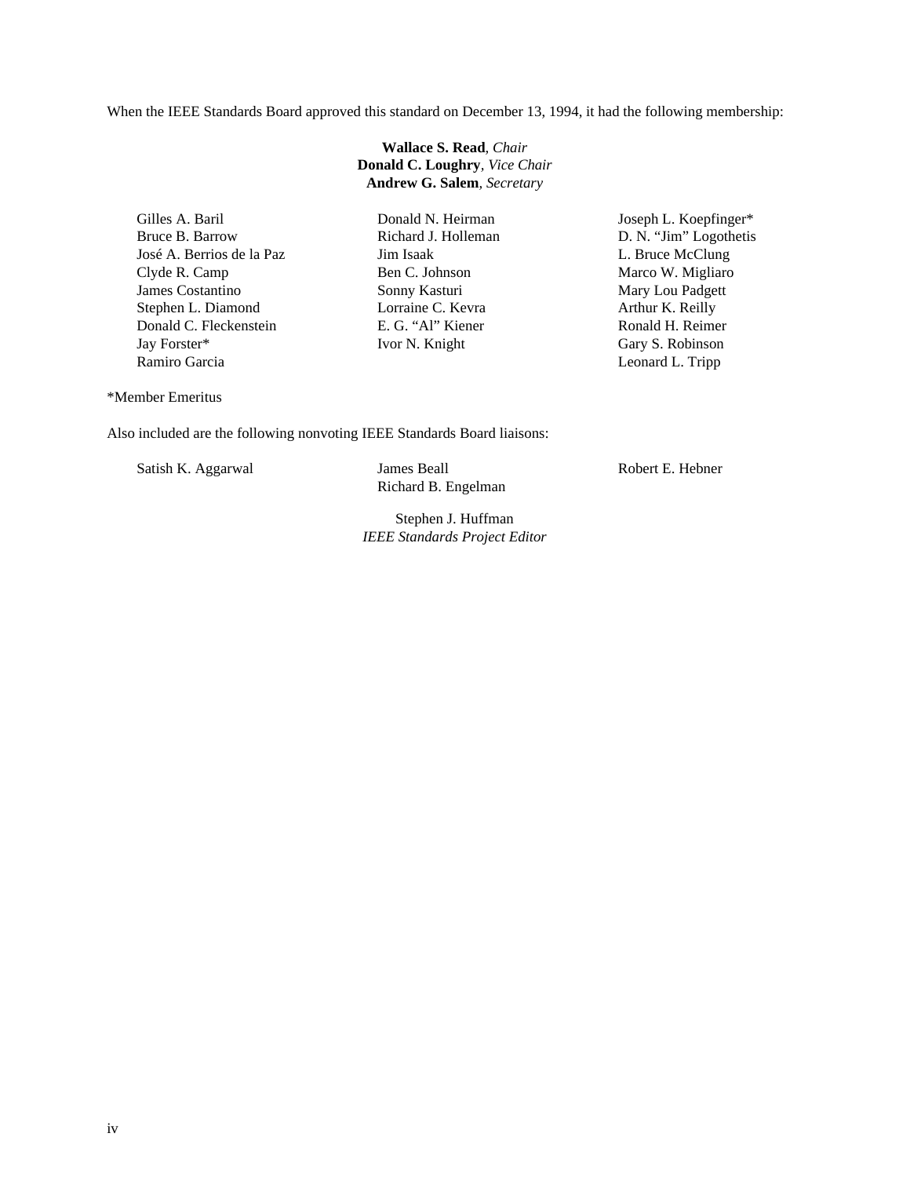When the IEEE Standards Board approved this standard on December 13, 1994, it had the following membership:

**Wallace S. Read**, *Chair*
**Donald C. Loughry**, *Vice Chair*
**Andrew G. Salem**, *Secretary*

Gilles A. Baril
Bruce B. Barrow
José A. Berrios de la Paz
Clyde R. Camp
James Costantino
Stephen L. Diamond
Donald C. Fleckenstein
Jay Forster*
Ramiro Garcia
Donald N. Heirman
Richard J. Holleman
Jim Isaak
Ben C. Johnson
Sonny Kasturi
Lorraine C. Kevra
E. G. "Al" Kiener
Ivor N. Knight
Joseph L. Koepfinger*
D. N. "Jim" Logothetis
L. Bruce McClung
Marco W. Migliaro
Mary Lou Padgett
Arthur K. Reilly
Ronald H. Reimer
Gary S. Robinson
Leonard L. Tripp

*Member Emeritus

Also included are the following nonvoting IEEE Standards Board liaisons:

Satish K. Aggarwal
James Beall
Richard B. Engelman
Robert E. Hebner

Stephen J. Huffman
*IEEE Standards Project Editor*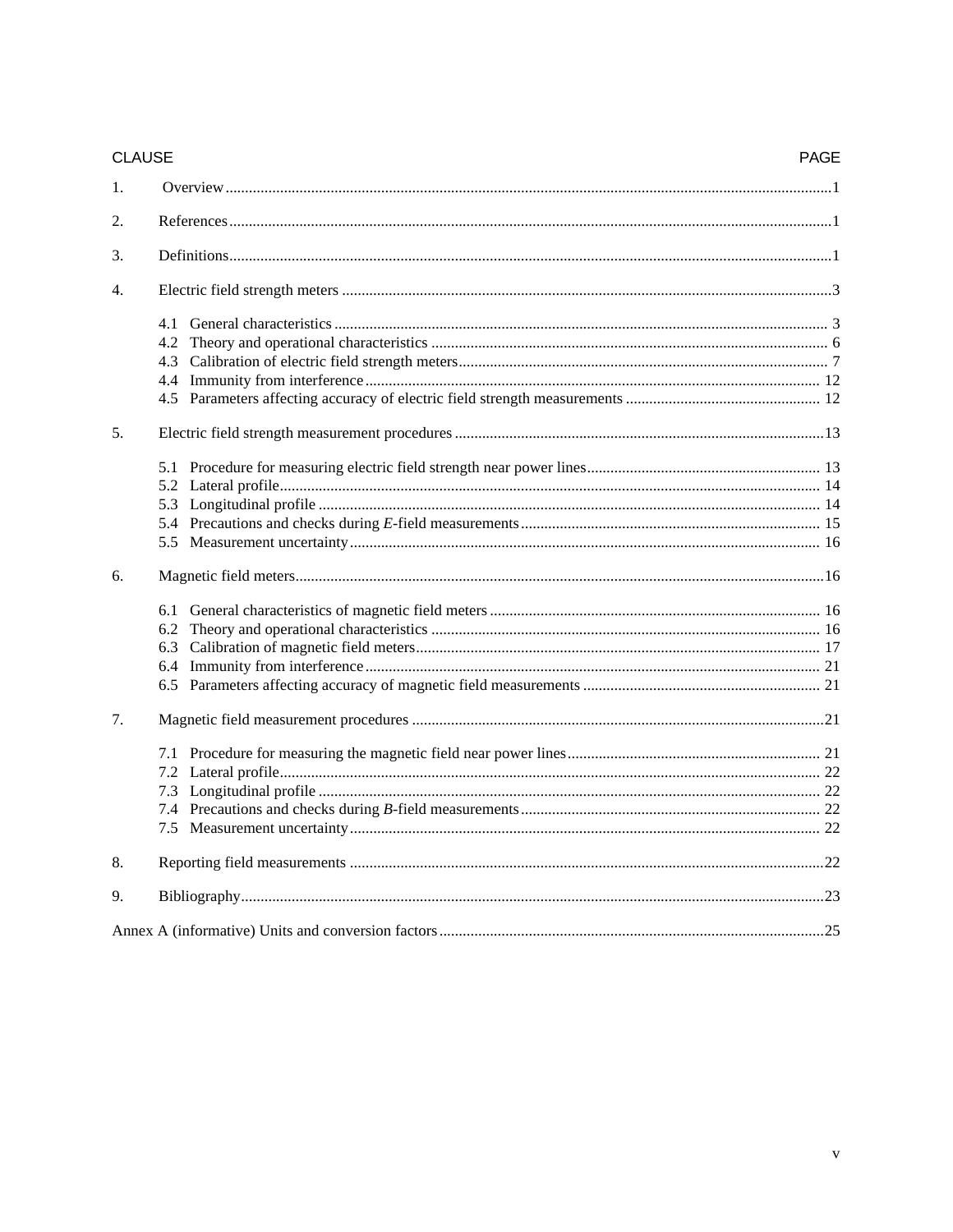| CLAUSE | PAGE |
|---|---|
| 1. Overview | 1 |
| 2. References | 1 |
| 3. Definitions | 1 |
| 4. Electric field strength meters | 3 |
| 4.1 General characteristics | 3 |
| 4.2 Theory and operational characteristics | 6 |
| 4.3 Calibration of electric field strength meters | 7 |
| 4.4 Immunity from interference | 12 |
| 4.5 Parameters affecting accuracy of electric field strength measurements | 12 |
| 5. Electric field strength measurement procedures | 13 |
| 5.1 Procedure for measuring electric field strength near power lines | 13 |
| 5.2 Lateral profile | 14 |
| 5.3 Longitudinal profile | 14 |
| 5.4 Precautions and checks during *E*-field measurements | 15 |
| 5.5 Measurement uncertainty | 16 |
| 6. Magnetic field meters | 16 |
| 6.1 General characteristics of magnetic field meters | 16 |
| 6.2 Theory and operational characteristics | 16 |
| 6.3 Calibration of magnetic field meters | 17 |
| 6.4 Immunity from interference | 21 |
| 6.5 Parameters affecting accuracy of magnetic field measurements | 21 |
| 7. Magnetic field measurement procedures | 21 |
| 7.1 Procedure for measuring the magnetic field near power lines | 21 |
| 7.2 Lateral profile | 22 |
| 7.3 Longitudinal profile | 22 |
| 7.4 Precautions and checks during *B*-field measurements | 22 |
| 7.5 Measurement uncertainty | 22 |
| 8. Reporting field measurements | 22 |
| 9. Bibliography | 23 |
| Annex A (informative) Units and conversion factors | 25 |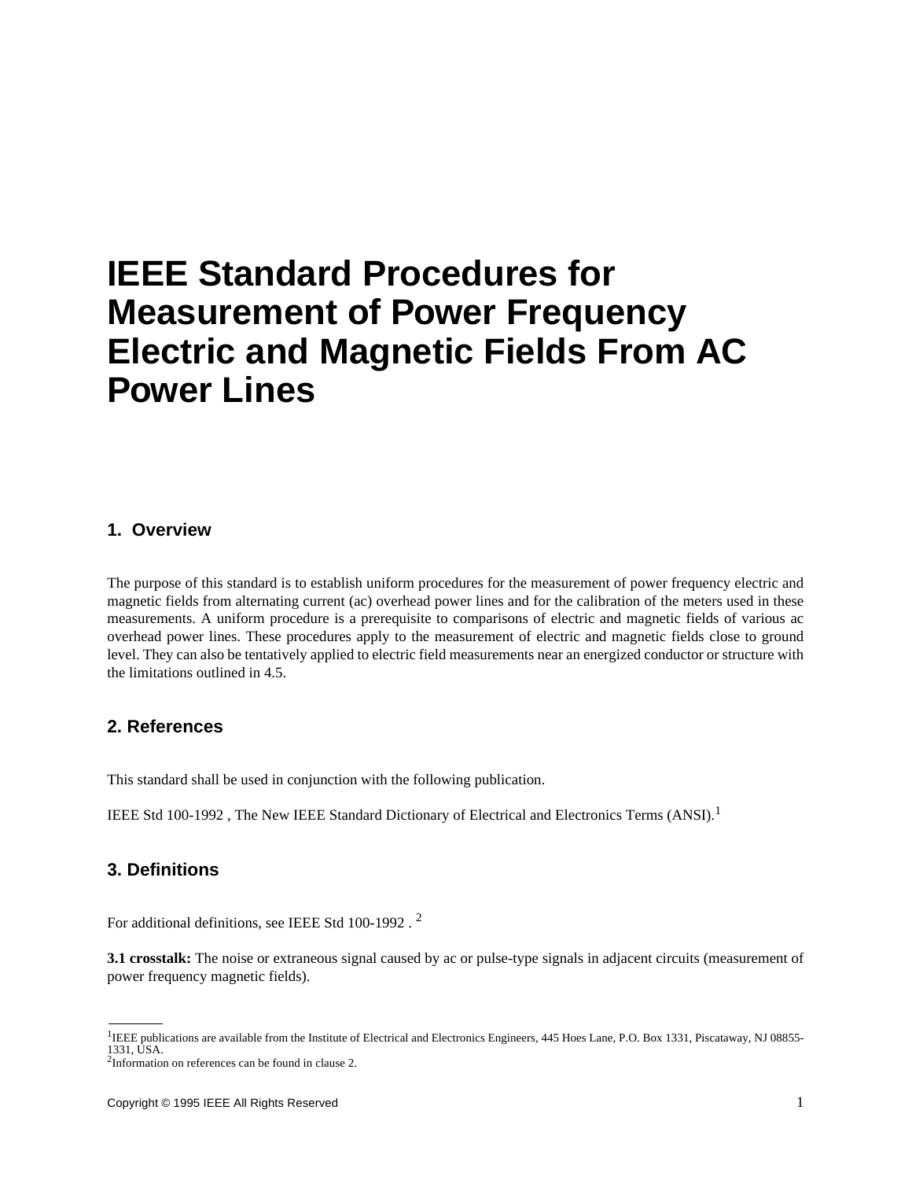# IEEE Standard Procedures for Measurement of Power Frequency Electric and Magnetic Fields From AC Power Lines

## 1. Overview

The purpose of this standard is to establish uniform procedures for the measurement of power frequency electric and magnetic fields from alternating current (ac) overhead power lines and for the calibration of the meters used in these measurements. A uniform procedure is a prerequisite to comparisons of electric and magnetic fields of various ac overhead power lines. These procedures apply to the measurement of electric and magnetic fields close to ground level. They can also be tentatively applied to electric field measurements near an energized conductor or structure with the limitations outlined in 4.5.

## 2. References

This standard shall be used in conjunction with the following publication.

IEEE Std 100-1992 , The New IEEE Standard Dictionary of Electrical and Electronics Terms (ANSI).[1]

## 3. Definitions

For additional definitions, see IEEE Std 100-1992 . [2]

**3.1 crosstalk:** The noise or extraneous signal caused by ac or pulse-type signals in adjacent circuits (measurement of power frequency magnetic fields).

---

[1]IEEE publications are available from the Institute of Electrical and Electronics Engineers, 445 Hoes Lane, P.O. Box 1331, Piscataway, NJ 08855-1331, USA.

[2]Information on references can be found in clause 2.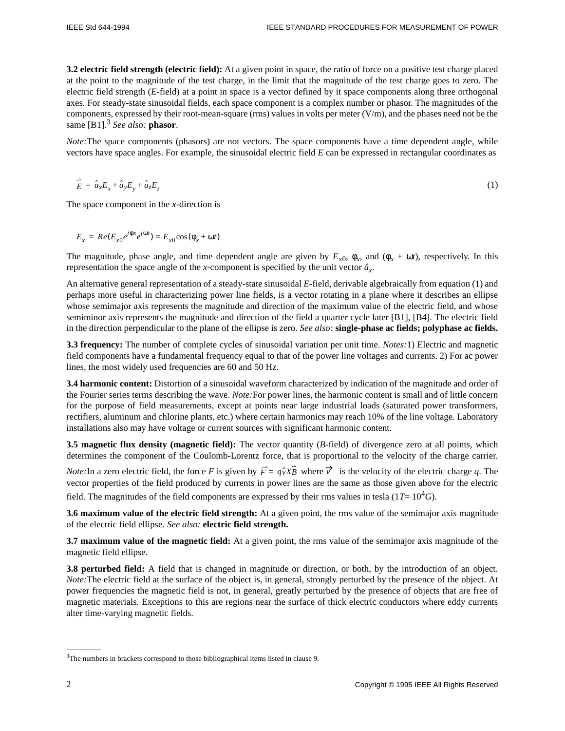**3.2 electric field strength (electric field):** At a given point in space, the ratio of force on a positive test charge placed at the point to the magnitude of the test charge, in the limit that the magnitude of the test charge goes to zero. The electric field strength (*E*-field) at a point in space is a vector defined by it space components along three orthogonal axes. For steady-state sinusoidal fields, each space component is a complex number or phasor. The magnitudes of the components, expressed by their root-mean-square (rms) values in volts per meter (V/m), and the phases need not be the same [B1].[3] *See also:* **phasor**.

*Note:*The space components (phasors) are not vectors. The space components have a time dependent angle, while vectors have space angles. For example, the sinusoidal electric field *E* can be expressed in rectangular coordinates as

$$\vec{E} = \hat{a}_x E_x + \hat{a}_y E_y + \hat{a}_z E_z \tag{1}$$

The space component in the *x*-direction is

$$E_x = Re(E_{x0} e^{j\phi x} e^{j\omega t}) = E_{x0} \cos(\phi_x + \omega t)$$

The magnitude, phase angle, and time dependent angle are given by $E_{x0}$, $\phi_x$, and ($\phi_x + \omega t$), respectively. In this representation the space angle of the *x*-component is specified by the unit vector $\hat{a}_x$.

An alternative general representation of a steady-state sinusoidal *E*-field, derivable algebraically from equation (1) and perhaps more useful in characterizing power line fields, is a vector rotating in a plane where it describes an ellipse whose semimajor axis represents the magnitude and direction of the maximum value of the electric field, and whose semiminor axis represents the magnitude and direction of the field a quarter cycle later [B1], [B4]. The electric field in the direction perpendicular to the plane of the ellipse is zero. *See also:* **single-phase ac fields; polyphase ac fields.**

**3.3 frequency:** The number of complete cycles of sinusoidal variation per unit time. *Notes:*1) Electric and magnetic field components have a fundamental frequency equal to that of the power line voltages and currents. 2) For ac power lines, the most widely used frequencies are 60 and 50 Hz.

**3.4 harmonic content:** Distortion of a sinusoidal waveform characterized by indication of the magnitude and order of the Fourier series terms describing the wave. *Note:*For power lines, the harmonic content is small and of little concern for the purpose of field measurements, except at points near large industrial loads (saturated power transformers, rectifiers, aluminum and chlorine plants, etc.) where certain harmonics may reach 10% of the line voltage. Laboratory installations also may have voltage or current sources with significant harmonic content.

**3.5 magnetic flux density (magnetic field):** The vector quantity (*B*-field) of divergence zero at all points, which determines the component of the Coulomb-Lorentz force, that is proportional to the velocity of the charge carrier. *Note:*In a zero electric field, the force *F* is given by $\vec{F} = q\vec{v} X \vec{B}$ where $\vec{v}$ is the velocity of the electric charge *q*. The vector properties of the field produced by currents in power lines are the same as those given above for the electric field. The magnitudes of the field components are expressed by their rms values in tesla (1*T*= $10^4$*G*).

**3.6 maximum value of the electric field strength:** At a given point, the rms value of the semimajor axis magnitude of the electric field ellipse. *See also:* **electric field strength.**

**3.7 maximum value of the magnetic field:** At a given point, the rms value of the semimajor axis magnitude of the magnetic field ellipse.

**3.8 perturbed field:** A field that is changed in magnitude or direction, or both, by the introduction of an object. *Note:*The electric field at the surface of the object is, in general, strongly perturbed by the presence of the object. At power frequencies the magnetic field is not, in general, greatly perturbed by the presence of objects that are free of magnetic materials. Exceptions to this are regions near the surface of thick electric conductors where eddy currents alter time-varying magnetic fields.

---

[3]The numbers in brackets correspond to those bibliographical items listed in clause 9.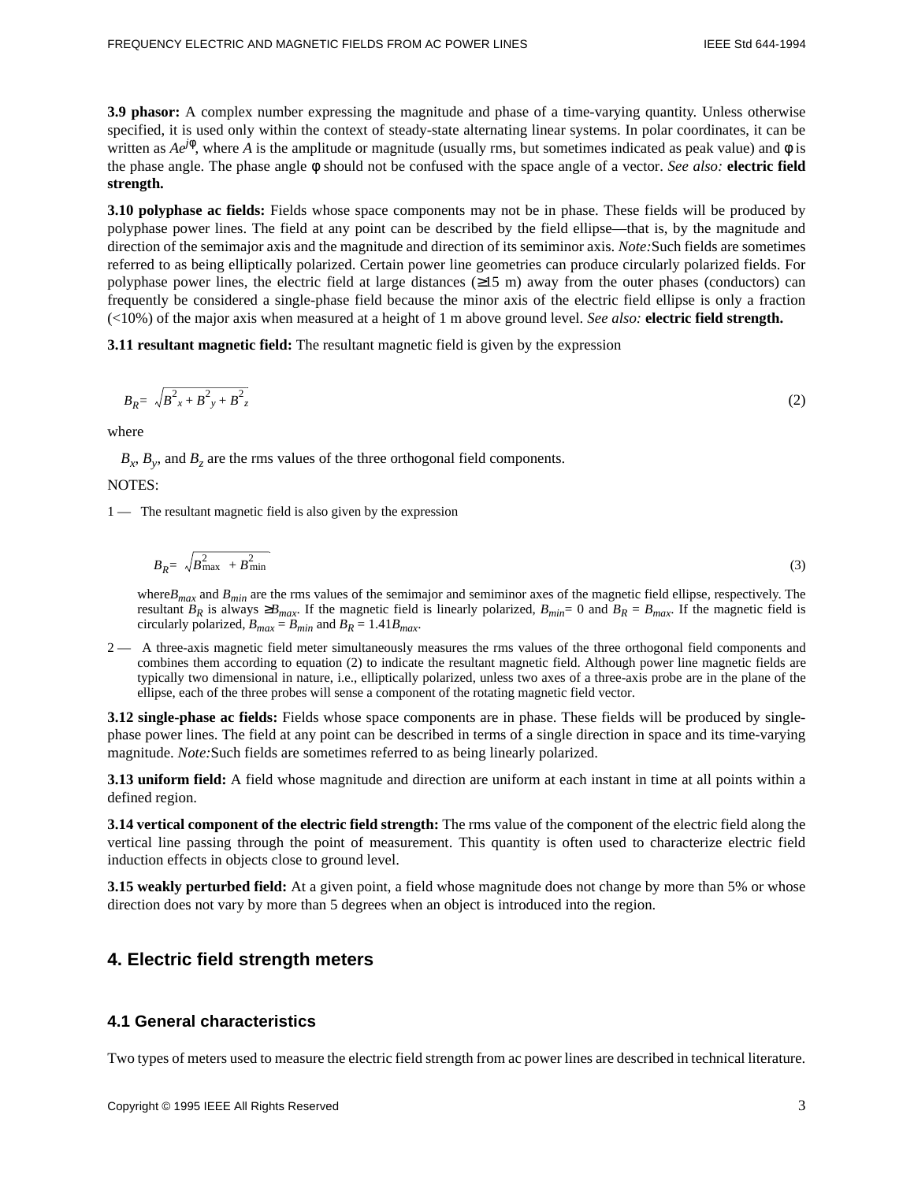**3.9 phasor:** A complex number expressing the magnitude and phase of a time-varying quantity. Unless otherwise specified, it is used only within the context of steady-state alternating linear systems. In polar coordinates, it can be written as $Ae^{j\phi}$, where $A$ is the amplitude or magnitude (usually rms, but sometimes indicated as peak value) and $\phi$ is the phase angle. The phase angle $\phi$ should not be confused with the space angle of a vector. *See also:* **electric field strength.**

**3.10 polyphase ac fields:** Fields whose space components may not be in phase. These fields will be produced by polyphase power lines. The field at any point can be described by the field ellipse—that is, by the magnitude and direction of the semimajor axis and the magnitude and direction of its semiminor axis. *Note:* Such fields are sometimes referred to as being elliptically polarized. Certain power line geometries can produce circularly polarized fields. For polyphase power lines, the electric field at large distances (≥15 m) away from the outer phases (conductors) can frequently be considered a single-phase field because the minor axis of the electric field ellipse is only a fraction (<10%) of the major axis when measured at a height of 1 m above ground level. *See also:* **electric field strength.**

**3.11 resultant magnetic field:** The resultant magnetic field is given by the expression

$$B_R = \sqrt{B_x^2 + B_y^2 + B_z^2} \tag{2}$$

where

$B_x$, $B_y$, and $B_z$ are the rms values of the three orthogonal field components.

NOTES:

1 — The resultant magnetic field is also given by the expression

$$B_R = \sqrt{B_{\max}^2 + B_{\min}^2} \tag{3}$$

where $B_{max}$ and $B_{min}$ are the rms values of the semimajor and semiminor axes of the magnetic field ellipse, respectively. The resultant $B_R$ is always $\geq B_{max}$. If the magnetic field is linearly polarized, $B_{min} = 0$ and $B_R = B_{max}$. If the magnetic field is circularly polarized, $B_{max} = B_{min}$ and $B_R = 1.41 B_{max}$.

2 — A three-axis magnetic field meter simultaneously measures the rms values of the three orthogonal field components and combines them according to equation (2) to indicate the resultant magnetic field. Although power line magnetic fields are typically two dimensional in nature, i.e., elliptically polarized, unless two axes of a three-axis probe are in the plane of the ellipse, each of the three probes will sense a component of the rotating magnetic field vector.

**3.12 single-phase ac fields:** Fields whose space components are in phase. These fields will be produced by single-phase power lines. The field at any point can be described in terms of a single direction in space and its time-varying magnitude. *Note:* Such fields are sometimes referred to as being linearly polarized.

**3.13 uniform field:** A field whose magnitude and direction are uniform at each instant in time at all points within a defined region.

**3.14 vertical component of the electric field strength:** The rms value of the component of the electric field along the vertical line passing through the point of measurement. This quantity is often used to characterize electric field induction effects in objects close to ground level.

**3.15 weakly perturbed field:** At a given point, a field whose magnitude does not change by more than 5% or whose direction does not vary by more than 5 degrees when an object is introduced into the region.

## 4. Electric field strength meters

### 4.1 General characteristics

Two types of meters used to measure the electric field strength from ac power lines are described in technical literature.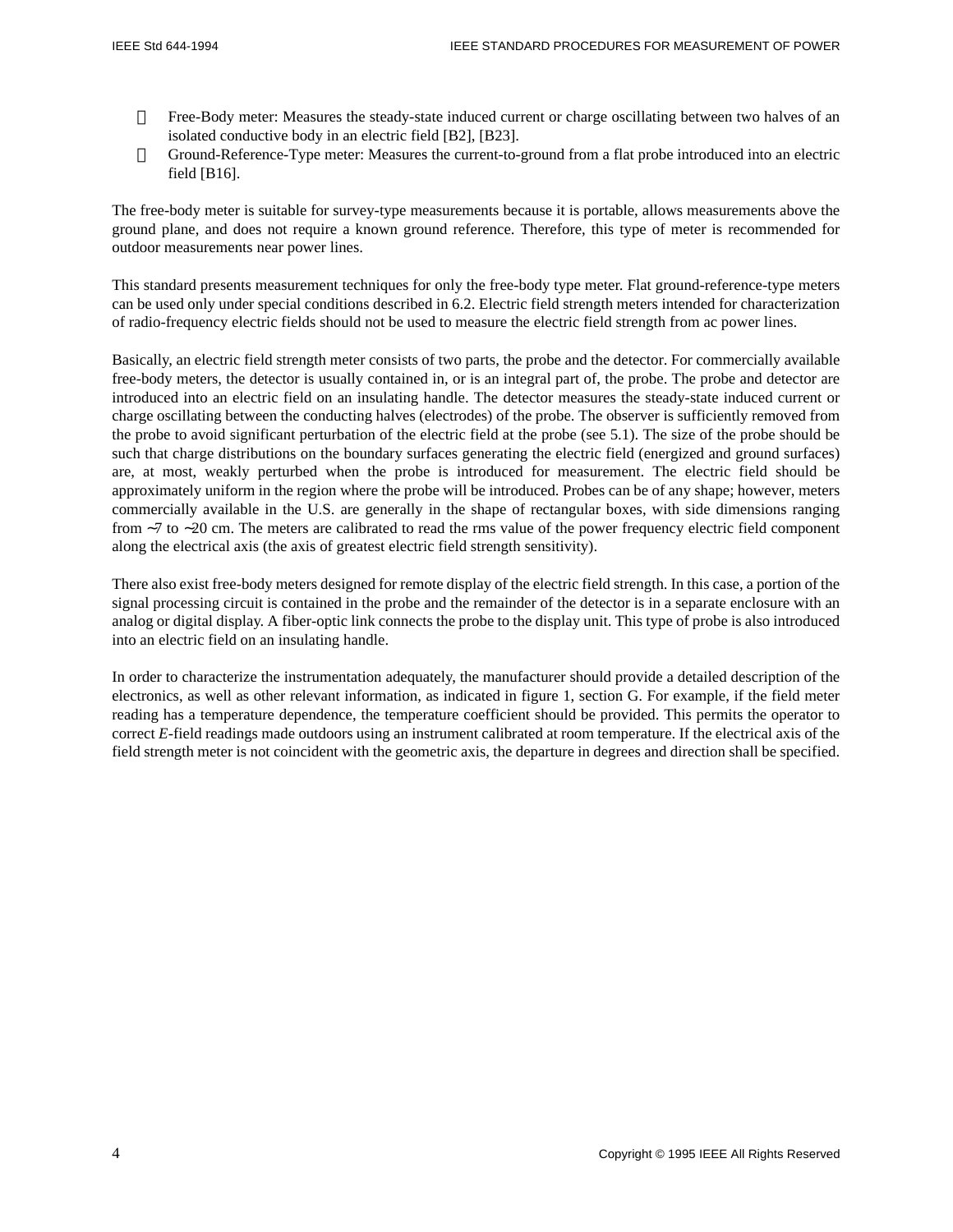- Free-Body meter: Measures the steady-state induced current or charge oscillating between two halves of an isolated conductive body in an electric field [B2], [B23].
- Ground-Reference-Type meter: Measures the current-to-ground from a flat probe introduced into an electric field [B16].

The free-body meter is suitable for survey-type measurements because it is portable, allows measurements above the ground plane, and does not require a known ground reference. Therefore, this type of meter is recommended for outdoor measurements near power lines.

This standard presents measurement techniques for only the free-body type meter. Flat ground-reference-type meters can be used only under special conditions described in 6.2. Electric field strength meters intended for characterization of radio-frequency electric fields should not be used to measure the electric field strength from ac power lines.

Basically, an electric field strength meter consists of two parts, the probe and the detector. For commercially available free-body meters, the detector is usually contained in, or is an integral part of, the probe. The probe and detector are introduced into an electric field on an insulating handle. The detector measures the steady-state induced current or charge oscillating between the conducting halves (electrodes) of the probe. The observer is sufficiently removed from the probe to avoid significant perturbation of the electric field at the probe (see 5.1). The size of the probe should be such that charge distributions on the boundary surfaces generating the electric field (energized and ground surfaces) are, at most, weakly perturbed when the probe is introduced for measurement. The electric field should be approximately uniform in the region where the probe will be introduced. Probes can be of any shape; however, meters commercially available in the U.S. are generally in the shape of rectangular boxes, with side dimensions ranging from ~7 to ~20 cm. The meters are calibrated to read the rms value of the power frequency electric field component along the electrical axis (the axis of greatest electric field strength sensitivity).

There also exist free-body meters designed for remote display of the electric field strength. In this case, a portion of the signal processing circuit is contained in the probe and the remainder of the detector is in a separate enclosure with an analog or digital display. A fiber-optic link connects the probe to the display unit. This type of probe is also introduced into an electric field on an insulating handle.

In order to characterize the instrumentation adequately, the manufacturer should provide a detailed description of the electronics, as well as other relevant information, as indicated in figure 1, section G. For example, if the field meter reading has a temperature dependence, the temperature coefficient should be provided. This permits the operator to correct *E*-field readings made outdoors using an instrument calibrated at room temperature. If the electrical axis of the field strength meter is not coincident with the geometric axis, the departure in degrees and direction shall be specified.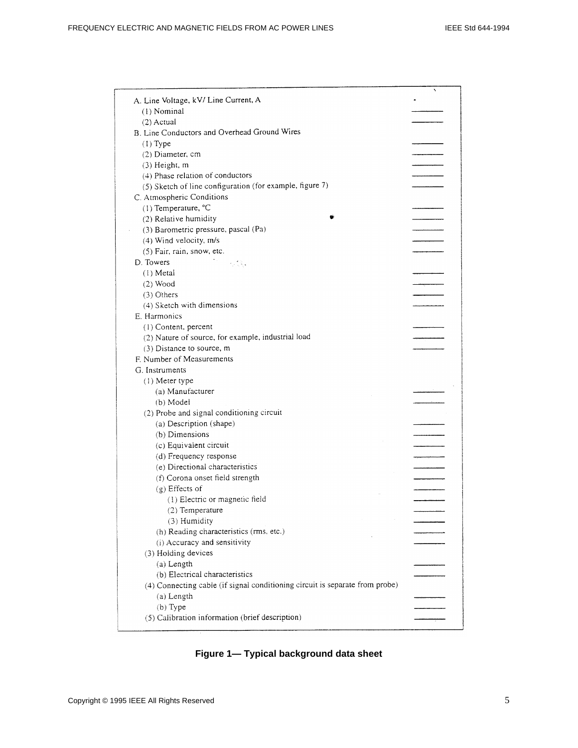A. Line Voltage, kV/ Line Current, A
- (1) Nominal ________
- (2) Actual ________

B. Line Conductors and Overhead Ground Wires
- (1) Type ________
- (2) Diameter, cm ________
- (3) Height, m ________
- (4) Phase relation of conductors ________
- (5) Sketch of line configuration (for example, figure 7) ________

C. Atmospheric Conditions
- (1) Temperature, °C ________
- (2) Relative humidity ________
- (3) Barometric pressure, pascal (Pa) ________
- (4) Wind velocity, m/s ________
- (5) Fair, rain, snow, etc. ________

D. Towers
- (1) Metal ________
- (2) Wood ________
- (3) Others ________
- (4) Sketch with dimensions ________

E. Harmonics
- (1) Content, percent ________
- (2) Nature of source, for example, industrial load ________
- (3) Distance to source, m ________

F. Number of Measurements

G. Instruments
- (1) Meter type
  - (a) Manufacturer ________
  - (b) Model ________
- (2) Probe and signal conditioning circuit
  - (a) Description (shape) ________
  - (b) Dimensions ________
  - (c) Equivalent circuit ________
  - (d) Frequency response ________
  - (e) Directional characteristics ________
  - (f) Corona onset field strength ________
  - (g) Effects of
    - (1) Electric or magnetic field ________
    - (2) Temperature ________
    - (3) Humidity ________
  - (h) Reading characteristics (rms, etc.) ________
  - (i) Accuracy and sensitivity ________
- (3) Holding devices
  - (a) Length ________
  - (b) Electrical characteristics ________
- (4) Connecting cable (if signal conditioning circuit is separate from probe)
  - (a) Length ________
  - (b) Type ________
- (5) Calibration information (brief description) ________

**Figure 1— Typical background data sheet**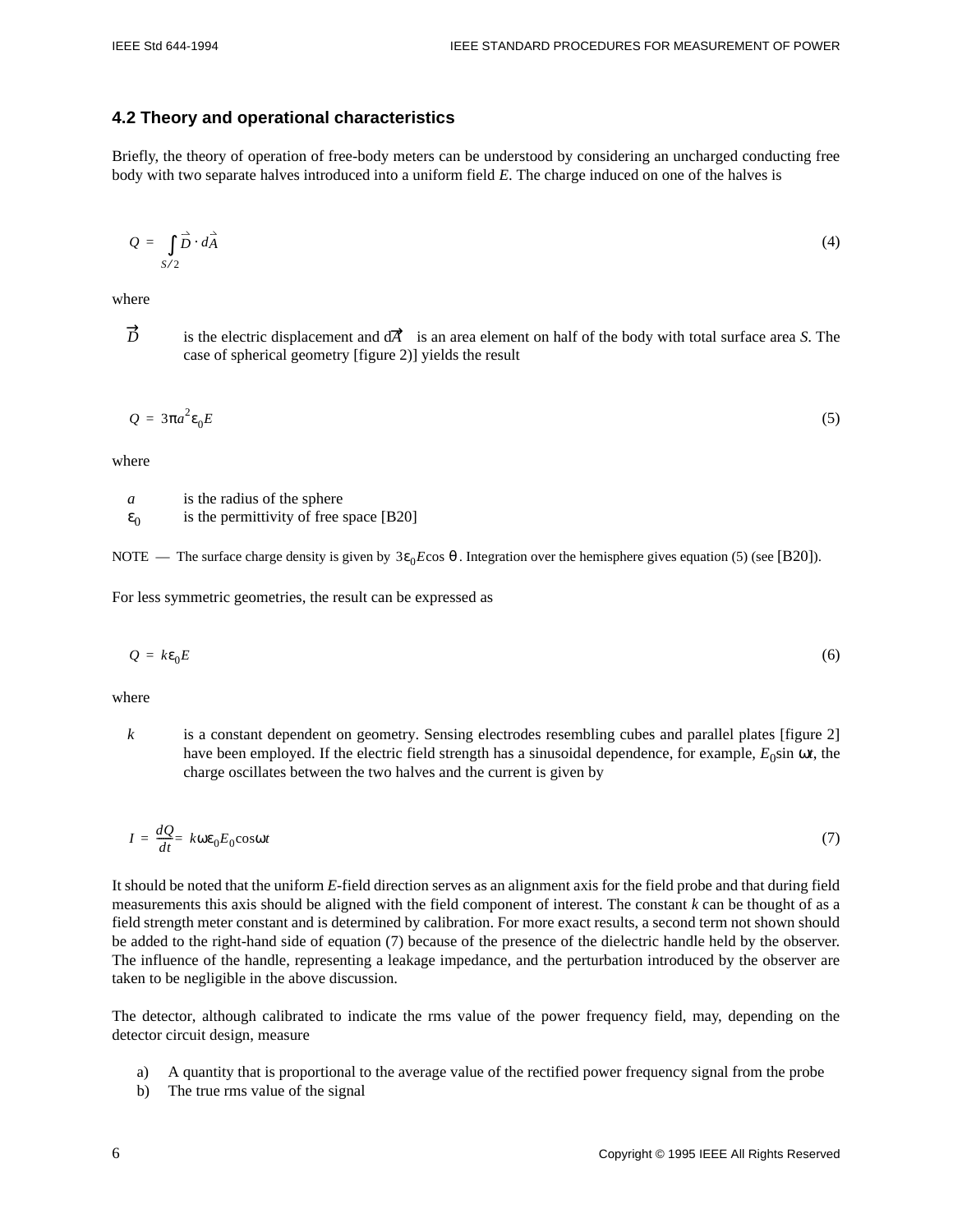### 4.2 Theory and operational characteristics

Briefly, the theory of operation of free-body meters can be understood by considering an uncharged conducting free body with two separate halves introduced into a uniform field *E*. The charge induced on one of the halves is

$$Q = \int_{S/2} \vec{D} \cdot d\vec{A} \tag{4}$$

where

$\vec{D}$ is the electric displacement and $d\vec{A}$ is an area element on half of the body with total surface area *S*. The case of spherical geometry [figure 2)] yields the result

$$Q = 3\pi a^2 \varepsilon_0 E \tag{5}$$

where

$a$ is the radius of the sphere
$\varepsilon_0$ is the permittivity of free space [B20]

NOTE — The surface charge density is given by $3\varepsilon_0 E \cos\theta$. Integration over the hemisphere gives equation (5) (see [B20]).

For less symmetric geometries, the result can be expressed as

$$Q = k\varepsilon_0 E \tag{6}$$

where

$k$ is a constant dependent on geometry. Sensing electrodes resembling cubes and parallel plates [figure 2] have been employed. If the electric field strength has a sinusoidal dependence, for example, $E_0 \sin \omega t$, the charge oscillates between the two halves and the current is given by

$$I = \frac{dQ}{dt} = k\omega\varepsilon_0 E_0 \cos\omega t \tag{7}$$

It should be noted that the uniform *E*-field direction serves as an alignment axis for the field probe and that during field measurements this axis should be aligned with the field component of interest. The constant *k* can be thought of as a field strength meter constant and is determined by calibration. For more exact results, a second term not shown should be added to the right-hand side of equation (7) because of the presence of the dielectric handle held by the observer. The influence of the handle, representing a leakage impedance, and the perturbation introduced by the observer are taken to be negligible in the above discussion.

The detector, although calibrated to indicate the rms value of the power frequency field, may, depending on the detector circuit design, measure

a) A quantity that is proportional to the average value of the rectified power frequency signal from the probe
b) The true rms value of the signal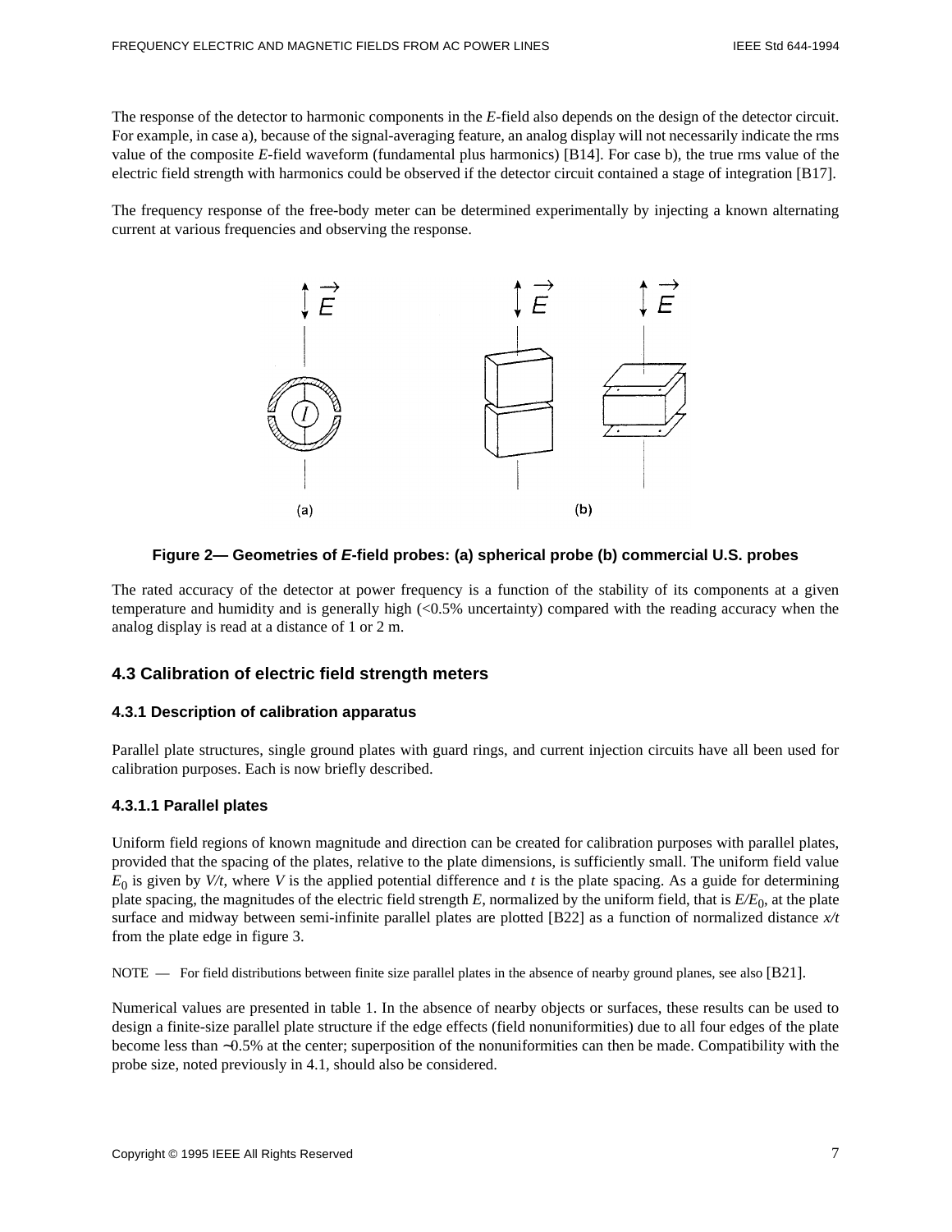The response of the detector to harmonic components in the *E*-field also depends on the design of the detector circuit. For example, in case a), because of the signal-averaging feature, an analog display will not necessarily indicate the rms value of the composite *E*-field waveform (fundamental plus harmonics) [B14]. For case b), the true rms value of the electric field strength with harmonics could be observed if the detector circuit contained a stage of integration [B17].

The frequency response of the free-body meter can be determined experimentally by injecting a known alternating current at various frequencies and observing the response.

**Figure 2— Geometries of *E*-field probes: (a) spherical probe (b) commercial U.S. probes**

The rated accuracy of the detector at power frequency is a function of the stability of its components at a given temperature and humidity and is generally high (<0.5% uncertainty) compared with the reading accuracy when the analog display is read at a distance of 1 or 2 m.

## 4.3 Calibration of electric field strength meters

### 4.3.1 Description of calibration apparatus

Parallel plate structures, single ground plates with guard rings, and current injection circuits have all been used for calibration purposes. Each is now briefly described.

#### 4.3.1.1 Parallel plates

Uniform field regions of known magnitude and direction can be created for calibration purposes with parallel plates, provided that the spacing of the plates, relative to the plate dimensions, is sufficiently small. The uniform field value $E_0$ is given by $V/t$, where $V$ is the applied potential difference and $t$ is the plate spacing. As a guide for determining plate spacing, the magnitudes of the electric field strength $E$, normalized by the uniform field, that is $E/E_0$, at the plate surface and midway between semi-infinite parallel plates are plotted [B22] as a function of normalized distance $x/t$ from the plate edge in figure 3.

NOTE — For field distributions between finite size parallel plates in the absence of nearby ground planes, see also [B21].

Numerical values are presented in table 1. In the absence of nearby objects or surfaces, these results can be used to design a finite-size parallel plate structure if the edge effects (field nonuniformities) due to all four edges of the plate become less than ~0.5% at the center; superposition of the nonuniformities can then be made. Compatibility with the probe size, noted previously in 4.1, should also be considered.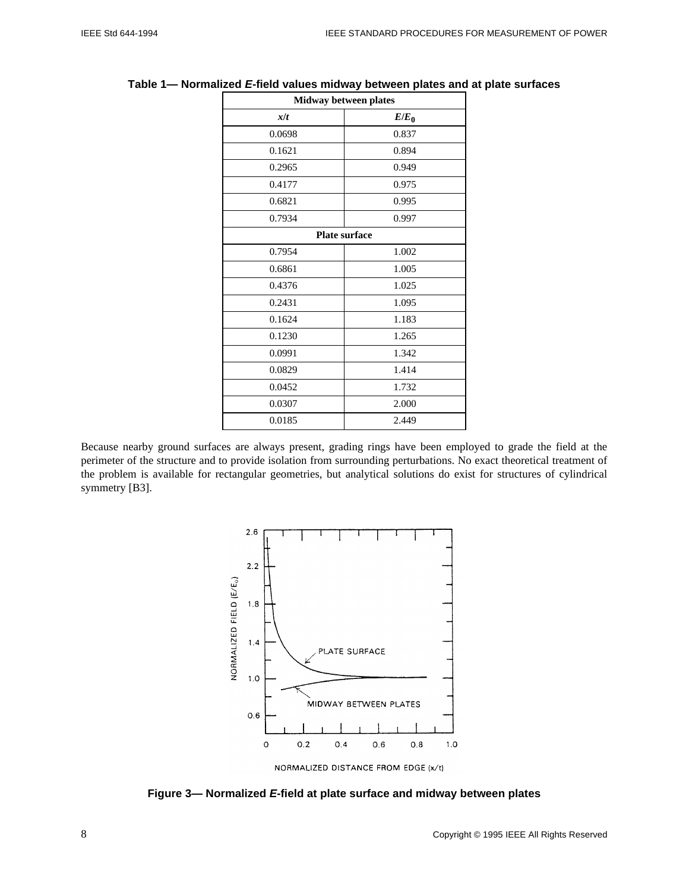**Table 1— Normalized *E*-field values midway between plates and at plate surfaces**

| *x*/*t* | $E/E_0$ |
|---|---|
| **Midway between plates** | |
| 0.0698 | 0.837 |
| 0.1621 | 0.894 |
| 0.2965 | 0.949 |
| 0.4177 | 0.975 |
| 0.6821 | 0.995 |
| 0.7934 | 0.997 |
| **Plate surface** | |
| 0.7954 | 1.002 |
| 0.6861 | 1.005 |
| 0.4376 | 1.025 |
| 0.2431 | 1.095 |
| 0.1624 | 1.183 |
| 0.1230 | 1.265 |
| 0.0991 | 1.342 |
| 0.0829 | 1.414 |
| 0.0452 | 1.732 |
| 0.0307 | 2.000 |
| 0.0185 | 2.449 |

Because nearby ground surfaces are always present, grading rings have been employed to grade the field at the perimeter of the structure and to provide isolation from surrounding perturbations. No exact theoretical treatment of the problem is available for rectangular geometries, but analytical solutions do exist for structures of cylindrical symmetry [B3].

**Figure 3— Normalized *E*-field at plate surface and midway between plates**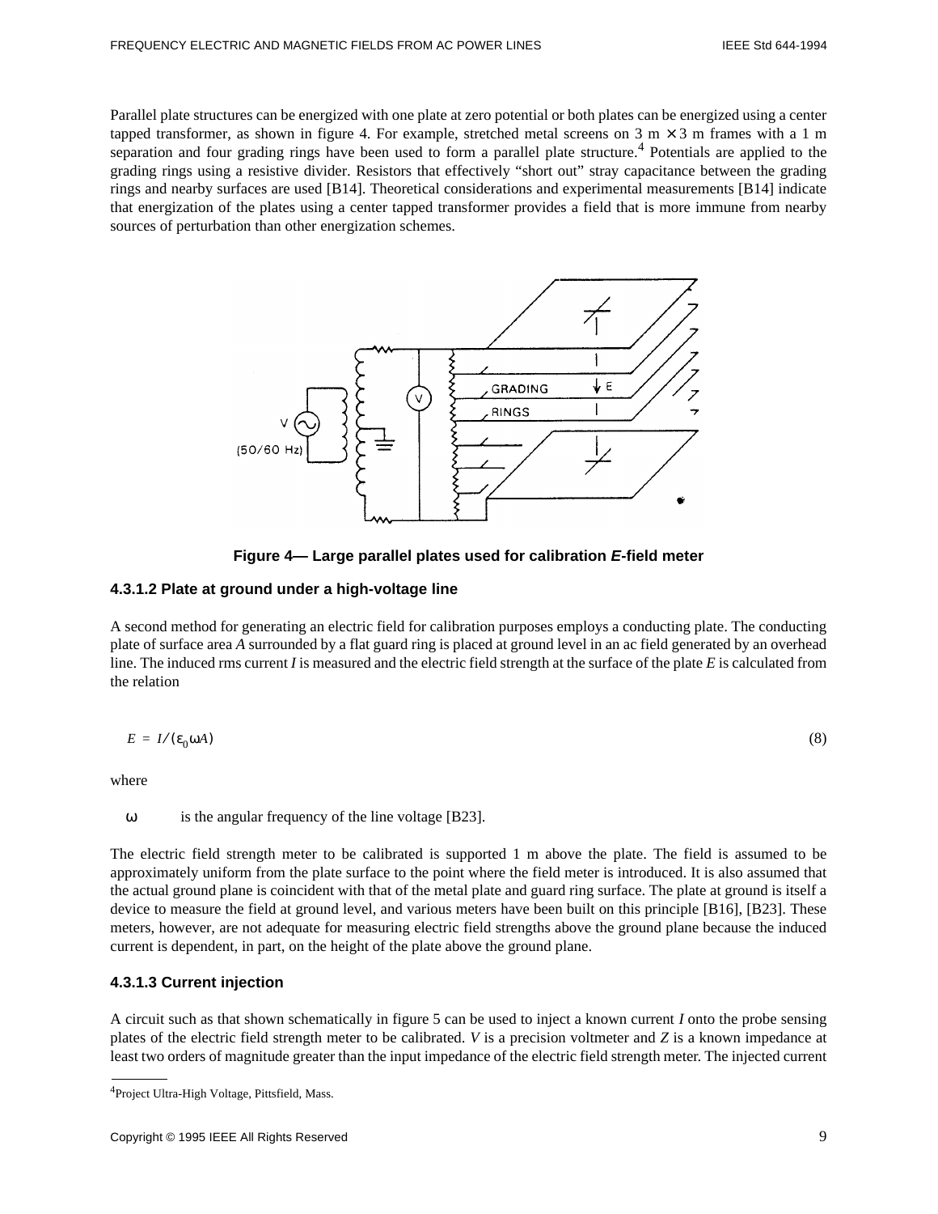Parallel plate structures can be energized with one plate at zero potential or both plates can be energized using a center tapped transformer, as shown in figure 4. For example, stretched metal screens on 3 m × 3 m frames with a 1 m separation and four grading rings have been used to form a parallel plate structure.[4] Potentials are applied to the grading rings using a resistive divider. Resistors that effectively "short out" stray capacitance between the grading rings and nearby surfaces are used [B14]. Theoretical considerations and experimental measurements [B14] indicate that energization of the plates using a center tapped transformer provides a field that is more immune from nearby sources of perturbation than other energization schemes.

**Figure 4— Large parallel plates used for calibration *E*-field meter**

### 4.3.1.2 Plate at ground under a high-voltage line

A second method for generating an electric field for calibration purposes employs a conducting plate. The conducting plate of surface area *A* surrounded by a flat guard ring is placed at ground level in an ac field generated by an overhead line. The induced rms current *I* is measured and the electric field strength at the surface of the plate *E* is calculated from the relation

$$E = I/(\varepsilon_0 \omega A) \tag{8}$$

where

$\omega$ is the angular frequency of the line voltage [B23].

The electric field strength meter to be calibrated is supported 1 m above the plate. The field is assumed to be approximately uniform from the plate surface to the point where the field meter is introduced. It is also assumed that the actual ground plane is coincident with that of the metal plate and guard ring surface. The plate at ground is itself a device to measure the field at ground level, and various meters have been built on this principle [B16], [B23]. These meters, however, are not adequate for measuring electric field strengths above the ground plane because the induced current is dependent, in part, on the height of the plate above the ground plane.

### 4.3.1.3 Current injection

A circuit such as that shown schematically in figure 5 can be used to inject a known current *I* onto the probe sensing plates of the electric field strength meter to be calibrated. *V* is a precision voltmeter and *Z* is a known impedance at least two orders of magnitude greater than the input impedance of the electric field strength meter. The injected current

[4]Project Ultra-High Voltage, Pittsfield, Mass.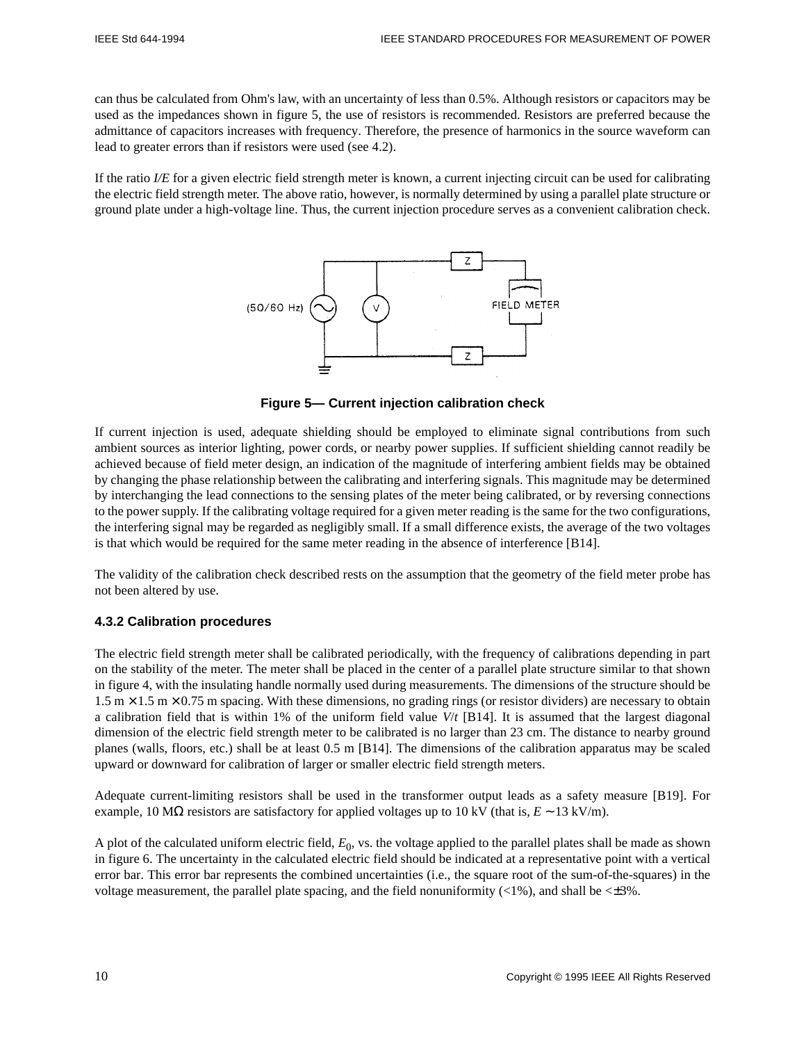can thus be calculated from Ohm's law, with an uncertainty of less than 0.5%. Although resistors or capacitors may be used as the impedances shown in figure 5, the use of resistors is recommended. Resistors are preferred because the admittance of capacitors increases with frequency. Therefore, the presence of harmonics in the source waveform can lead to greater errors than if resistors were used (see 4.2).

If the ratio *I/E* for a given electric field strength meter is known, a current injecting circuit can be used for calibrating the electric field strength meter. The above ratio, however, is normally determined by using a parallel plate structure or ground plate under a high-voltage line. Thus, the current injection procedure serves as a convenient calibration check.

**Figure 5— Current injection calibration check**

If current injection is used, adequate shielding should be employed to eliminate signal contributions from such ambient sources as interior lighting, power cords, or nearby power supplies. If sufficient shielding cannot readily be achieved because of field meter design, an indication of the magnitude of interfering ambient fields may be obtained by changing the phase relationship between the calibrating and interfering signals. This magnitude may be determined by interchanging the lead connections to the sensing plates of the meter being calibrated, or by reversing connections to the power supply. If the calibrating voltage required for a given meter reading is the same for the two configurations, the interfering signal may be regarded as negligibly small. If a small difference exists, the average of the two voltages is that which would be required for the same meter reading in the absence of interference [B14].

The validity of the calibration check described rests on the assumption that the geometry of the field meter probe has not been altered by use.

### 4.3.2 Calibration procedures

The electric field strength meter shall be calibrated periodically, with the frequency of calibrations depending in part on the stability of the meter. The meter shall be placed in the center of a parallel plate structure similar to that shown in figure 4, with the insulating handle normally used during measurements. The dimensions of the structure should be 1.5 m × 1.5 m × 0.75 m spacing. With these dimensions, no grading rings (or resistor dividers) are necessary to obtain a calibration field that is within 1% of the uniform field value $V/t$ [B14]. It is assumed that the largest diagonal dimension of the electric field strength meter to be calibrated is no larger than 23 cm. The distance to nearby ground planes (walls, floors, etc.) shall be at least 0.5 m [B14]. The dimensions of the calibration apparatus may be scaled upward or downward for calibration of larger or smaller electric field strength meters.

Adequate current-limiting resistors shall be used in the transformer output leads as a safety measure [B19]. For example, 10 MΩ resistors are satisfactory for applied voltages up to 10 kV (that is, $E \sim 13$ kV/m).

A plot of the calculated uniform electric field, $E_0$, vs. the voltage applied to the parallel plates shall be made as shown in figure 6. The uncertainty in the calculated electric field should be indicated at a representative point with a vertical error bar. This error bar represents the combined uncertainties (i.e., the square root of the sum-of-the-squares) in the voltage measurement, the parallel plate spacing, and the field nonuniformity (<1%), and shall be <±3%.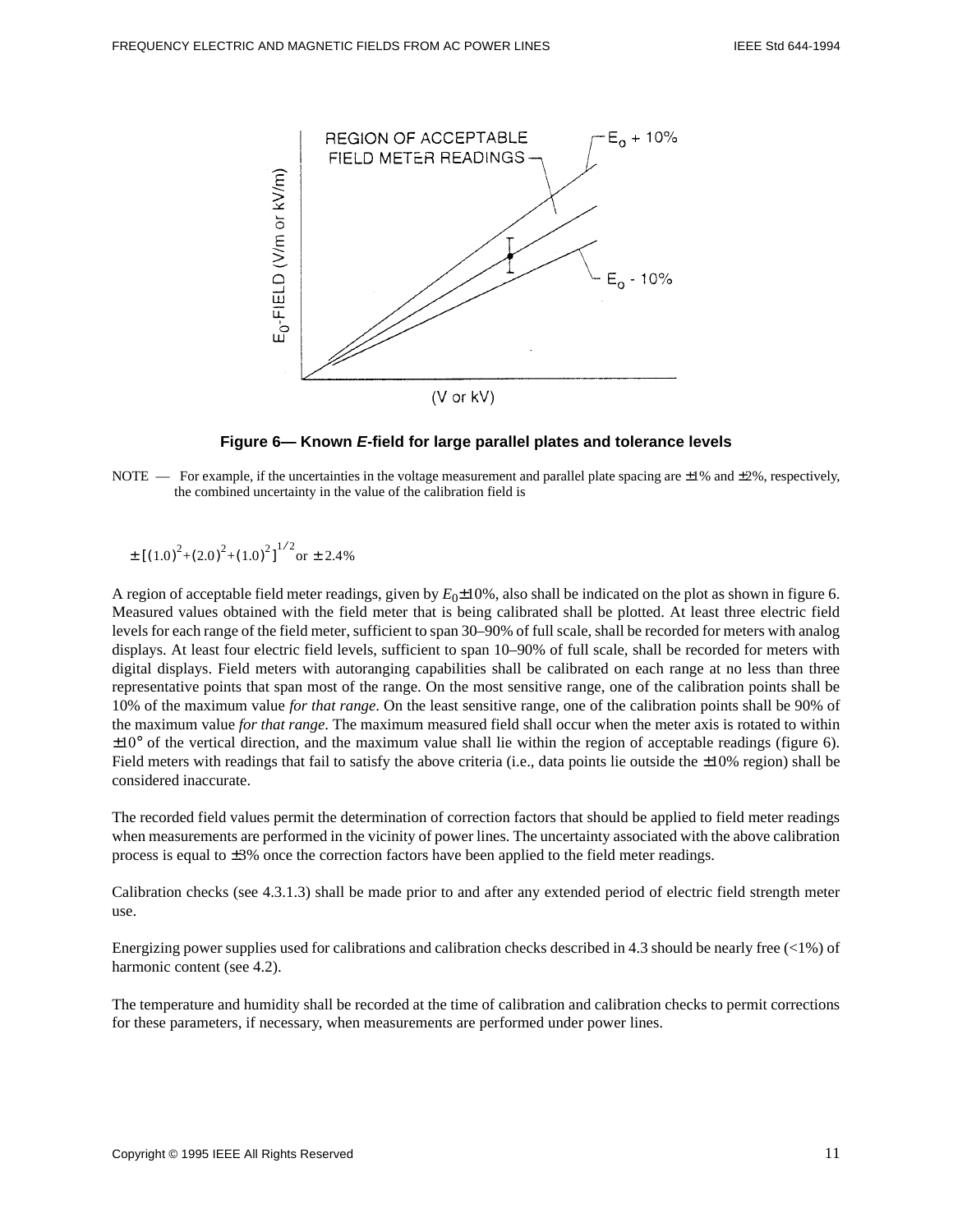Figure 6— Known *E*-field for large parallel plates and tolerance levels

NOTE — For example, if the uncertainties in the voltage measurement and parallel plate spacing are ±1% and ±2%, respectively, the combined uncertainty in the value of the calibration field is

$$\pm[(1.0)^2 + (2.0)^2 + (1.0)^2]^{1/2} \text{ or } \pm 2.4\%$$

A region of acceptable field meter readings, given by $E_0 \pm 10\%$, also shall be indicated on the plot as shown in figure 6. Measured values obtained with the field meter that is being calibrated shall be plotted. At least three electric field levels for each range of the field meter, sufficient to span 30–90% of full scale, shall be recorded for meters with analog displays. At least four electric field levels, sufficient to span 10–90% of full scale, shall be recorded for meters with digital displays. Field meters with autoranging capabilities shall be calibrated on each range at no less than three representative points that span most of the range. On the most sensitive range, one of the calibration points shall be 10% of the maximum value *for that range*. On the least sensitive range, one of the calibration points shall be 90% of the maximum value *for that range*. The maximum measured field shall occur when the meter axis is rotated to within ±10° of the vertical direction, and the maximum value shall lie within the region of acceptable readings (figure 6). Field meters with readings that fail to satisfy the above criteria (i.e., data points lie outside the ±10% region) shall be considered inaccurate.

The recorded field values permit the determination of correction factors that should be applied to field meter readings when measurements are performed in the vicinity of power lines. The uncertainty associated with the above calibration process is equal to ±3% once the correction factors have been applied to the field meter readings.

Calibration checks (see 4.3.1.3) shall be made prior to and after any extended period of electric field strength meter use.

Energizing power supplies used for calibrations and calibration checks described in 4.3 should be nearly free (<1%) of harmonic content (see 4.2).

The temperature and humidity shall be recorded at the time of calibration and calibration checks to permit corrections for these parameters, if necessary, when measurements are performed under power lines.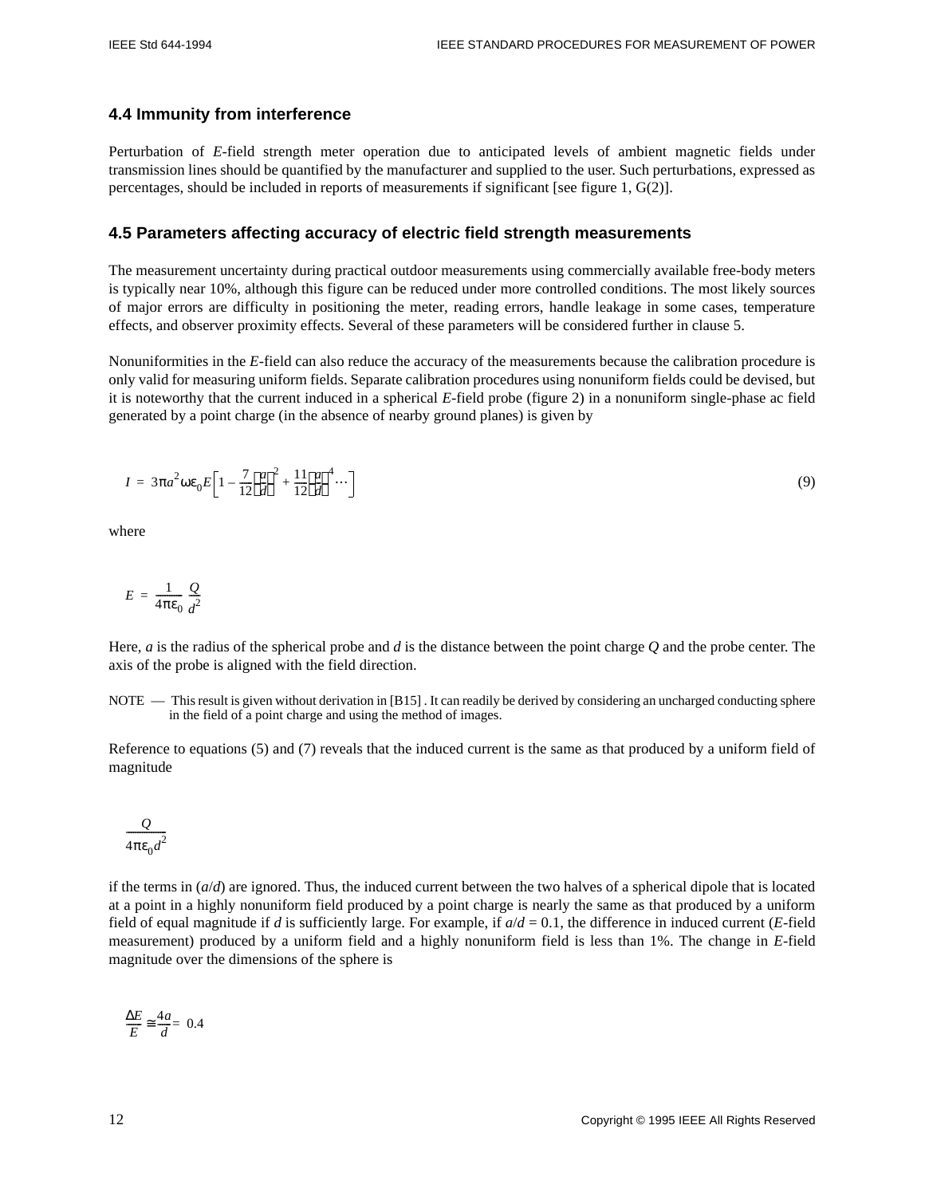## 4.4 Immunity from interference

Perturbation of *E*-field strength meter operation due to anticipated levels of ambient magnetic fields under transmission lines should be quantified by the manufacturer and supplied to the user. Such perturbations, expressed as percentages, should be included in reports of measurements if significant [see figure 1, G(2)].

## 4.5 Parameters affecting accuracy of electric field strength measurements

The measurement uncertainty during practical outdoor measurements using commercially available free-body meters is typically near 10%, although this figure can be reduced under more controlled conditions. The most likely sources of major errors are difficulty in positioning the meter, reading errors, handle leakage in some cases, temperature effects, and observer proximity effects. Several of these parameters will be considered further in clause 5.

Nonuniformities in the *E*-field can also reduce the accuracy of the measurements because the calibration procedure is only valid for measuring uniform fields. Separate calibration procedures using nonuniform fields could be devised, but it is noteworthy that the current induced in a spherical *E*-field probe (figure 2) in a nonuniform single-phase ac field generated by a point charge (in the absence of nearby ground planes) is given by

$$I = 3\pi a^2 \omega \varepsilon_0 E \left[ 1 - \frac{7}{12}\left(\frac{a}{d}\right)^2 + \frac{11}{12}\left(\frac{a}{d}\right)^4 \cdots \right] \tag{9}$$

where

$$E = \frac{1}{4\pi\varepsilon_0} \frac{Q}{d^2}$$

Here, *a* is the radius of the spherical probe and *d* is the distance between the point charge *Q* and the probe center. The axis of the probe is aligned with the field direction.

NOTE — This result is given without derivation in [B15] . It can readily be derived by considering an uncharged conducting sphere in the field of a point charge and using the method of images.

Reference to equations (5) and (7) reveals that the induced current is the same as that produced by a uniform field of magnitude

$$\frac{Q}{4\pi\varepsilon_0 d^2}$$

if the terms in ($a/d$) are ignored. Thus, the induced current between the two halves of a spherical dipole that is located at a point in a highly nonuniform field produced by a point charge is nearly the same as that produced by a uniform field of equal magnitude if *d* is sufficiently large. For example, if $a/d = 0.1$, the difference in induced current (*E*-field measurement) produced by a uniform field and a highly nonuniform field is less than 1%. The change in *E*-field magnitude over the dimensions of the sphere is

$$\frac{\Delta E}{E} \cong \frac{4a}{d} = 0.4$$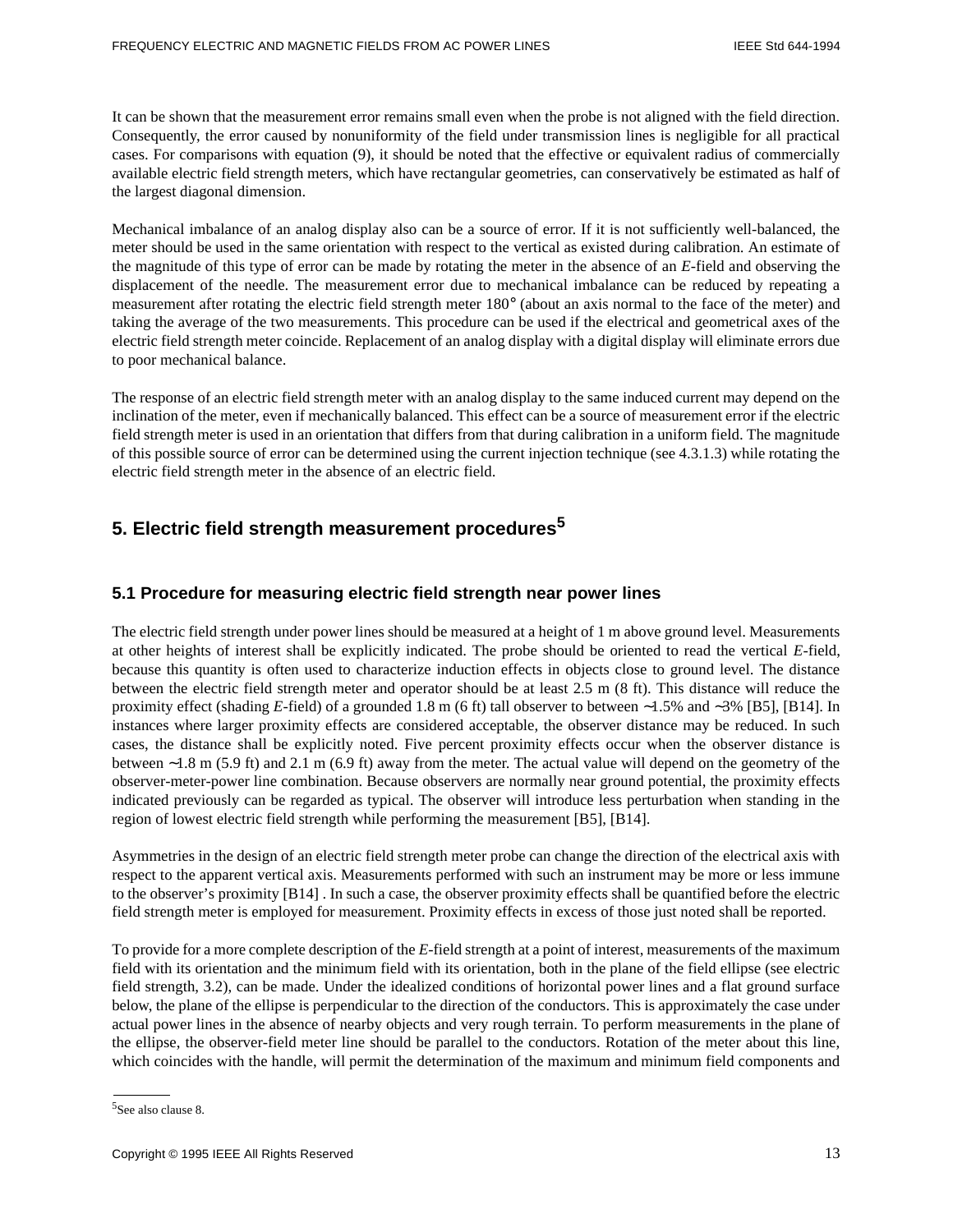It can be shown that the measurement error remains small even when the probe is not aligned with the field direction. Consequently, the error caused by nonuniformity of the field under transmission lines is negligible for all practical cases. For comparisons with equation (9), it should be noted that the effective or equivalent radius of commercially available electric field strength meters, which have rectangular geometries, can conservatively be estimated as half of the largest diagonal dimension.

Mechanical imbalance of an analog display also can be a source of error. If it is not sufficiently well-balanced, the meter should be used in the same orientation with respect to the vertical as existed during calibration. An estimate of the magnitude of this type of error can be made by rotating the meter in the absence of an *E*-field and observing the displacement of the needle. The measurement error due to mechanical imbalance can be reduced by repeating a measurement after rotating the electric field strength meter 180° (about an axis normal to the face of the meter) and taking the average of the two measurements. This procedure can be used if the electrical and geometrical axes of the electric field strength meter coincide. Replacement of an analog display with a digital display will eliminate errors due to poor mechanical balance.

The response of an electric field strength meter with an analog display to the same induced current may depend on the inclination of the meter, even if mechanically balanced. This effect can be a source of measurement error if the electric field strength meter is used in an orientation that differs from that during calibration in a uniform field. The magnitude of this possible source of error can be determined using the current injection technique (see 4.3.1.3) while rotating the electric field strength meter in the absence of an electric field.

# 5. Electric field strength measurement procedures[5]

## 5.1 Procedure for measuring electric field strength near power lines

The electric field strength under power lines should be measured at a height of 1 m above ground level. Measurements at other heights of interest shall be explicitly indicated. The probe should be oriented to read the vertical *E*-field, because this quantity is often used to characterize induction effects in objects close to ground level. The distance between the electric field strength meter and operator should be at least 2.5 m (8 ft). This distance will reduce the proximity effect (shading *E*-field) of a grounded 1.8 m (6 ft) tall observer to between ~1.5% and ~3% [B5], [B14]. In instances where larger proximity effects are considered acceptable, the observer distance may be reduced. In such cases, the distance shall be explicitly noted. Five percent proximity effects occur when the observer distance is between ~1.8 m (5.9 ft) and 2.1 m (6.9 ft) away from the meter. The actual value will depend on the geometry of the observer-meter-power line combination. Because observers are normally near ground potential, the proximity effects indicated previously can be regarded as typical. The observer will introduce less perturbation when standing in the region of lowest electric field strength while performing the measurement [B5], [B14].

Asymmetries in the design of an electric field strength meter probe can change the direction of the electrical axis with respect to the apparent vertical axis. Measurements performed with such an instrument may be more or less immune to the observer's proximity [B14] . In such a case, the observer proximity effects shall be quantified before the electric field strength meter is employed for measurement. Proximity effects in excess of those just noted shall be reported.

To provide for a more complete description of the *E*-field strength at a point of interest, measurements of the maximum field with its orientation and the minimum field with its orientation, both in the plane of the field ellipse (see electric field strength, 3.2), can be made. Under the idealized conditions of horizontal power lines and a flat ground surface below, the plane of the ellipse is perpendicular to the direction of the conductors. This is approximately the case under actual power lines in the absence of nearby objects and very rough terrain. To perform measurements in the plane of the ellipse, the observer-field meter line should be parallel to the conductors. Rotation of the meter about this line, which coincides with the handle, will permit the determination of the maximum and minimum field components and

[5]See also clause 8.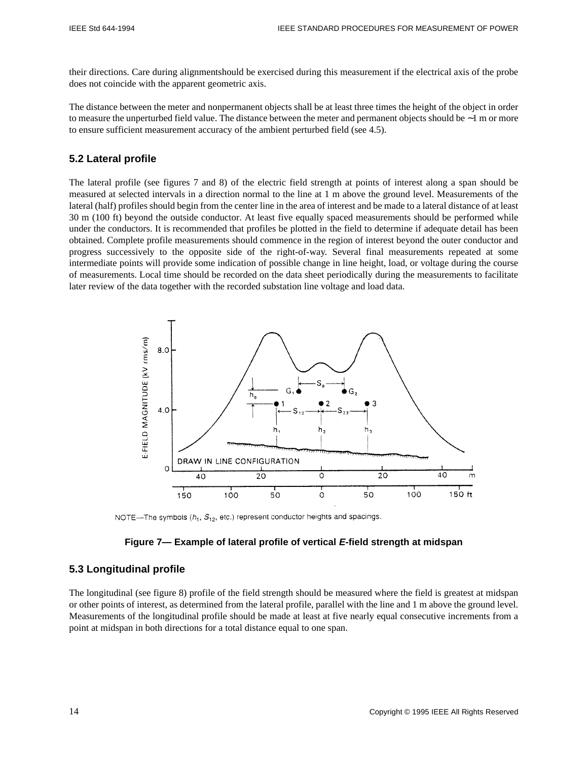their directions. Care during alignmentshould be exercised during this measurement if the electrical axis of the probe does not coincide with the apparent geometric axis.

The distance between the meter and nonpermanent objects shall be at least three times the height of the object in order to measure the unperturbed field value. The distance between the meter and permanent objects should be ~1 m or more to ensure sufficient measurement accuracy of the ambient perturbed field (see 4.5).

## 5.2 Lateral profile

The lateral profile (see figures 7 and 8) of the electric field strength at points of interest along a span should be measured at selected intervals in a direction normal to the line at 1 m above the ground level. Measurements of the lateral (half) profiles should begin from the center line in the area of interest and be made to a lateral distance of at least 30 m (100 ft) beyond the outside conductor. At least five equally spaced measurements should be performed while under the conductors. It is recommended that profiles be plotted in the field to determine if adequate detail has been obtained. Complete profile measurements should commence in the region of interest beyond the outer conductor and progress successively to the opposite side of the right-of-way. Several final measurements repeated at some intermediate points will provide some indication of possible change in line height, load, or voltage during the course of measurements. Local time should be recorded on the data sheet periodically during the measurements to facilitate later review of the data together with the recorded substation line voltage and load data.

NOTE—The symbols ($h_1$, $S_{12}$, etc.) represent conductor heights and spacings.

**Figure 7— Example of lateral profile of vertical *E*-field strength at midspan**

## 5.3 Longitudinal profile

The longitudinal (see figure 8) profile of the field strength should be measured where the field is greatest at midspan or other points of interest, as determined from the lateral profile, parallel with the line and 1 m above the ground level. Measurements of the longitudinal profile should be made at least at five nearly equal consecutive increments from a point at midspan in both directions for a total distance equal to one span.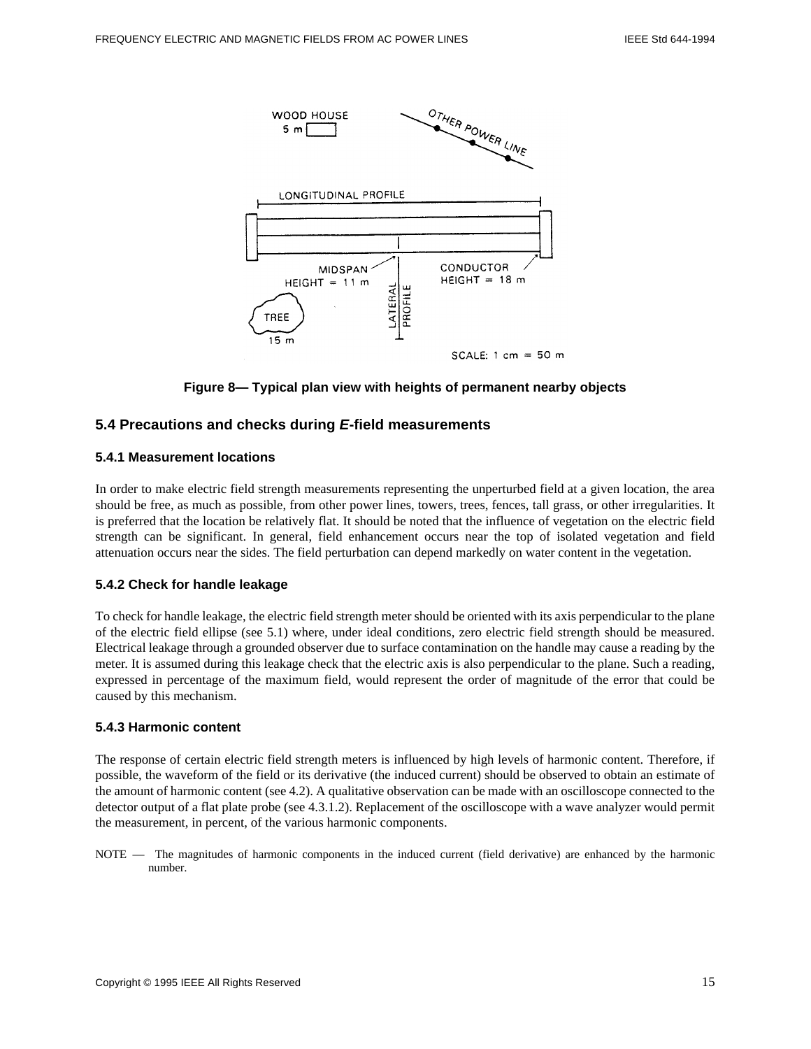Figure 8— Typical plan view with heights of permanent nearby objects

## 5.4 Precautions and checks during *E*-field measurements

### 5.4.1 Measurement locations

In order to make electric field strength measurements representing the unperturbed field at a given location, the area should be free, as much as possible, from other power lines, towers, trees, fences, tall grass, or other irregularities. It is preferred that the location be relatively flat. It should be noted that the influence of vegetation on the electric field strength can be significant. In general, field enhancement occurs near the top of isolated vegetation and field attenuation occurs near the sides. The field perturbation can depend markedly on water content in the vegetation.

### 5.4.2 Check for handle leakage

To check for handle leakage, the electric field strength meter should be oriented with its axis perpendicular to the plane of the electric field ellipse (see 5.1) where, under ideal conditions, zero electric field strength should be measured. Electrical leakage through a grounded observer due to surface contamination on the handle may cause a reading by the meter. It is assumed during this leakage check that the electric axis is also perpendicular to the plane. Such a reading, expressed in percentage of the maximum field, would represent the order of magnitude of the error that could be caused by this mechanism.

### 5.4.3 Harmonic content

The response of certain electric field strength meters is influenced by high levels of harmonic content. Therefore, if possible, the waveform of the field or its derivative (the induced current) should be observed to obtain an estimate of the amount of harmonic content (see 4.2). A qualitative observation can be made with an oscilloscope connected to the detector output of a flat plate probe (see 4.3.1.2). Replacement of the oscilloscope with a wave analyzer would permit the measurement, in percent, of the various harmonic components.

NOTE — The magnitudes of harmonic components in the induced current (field derivative) are enhanced by the harmonic number.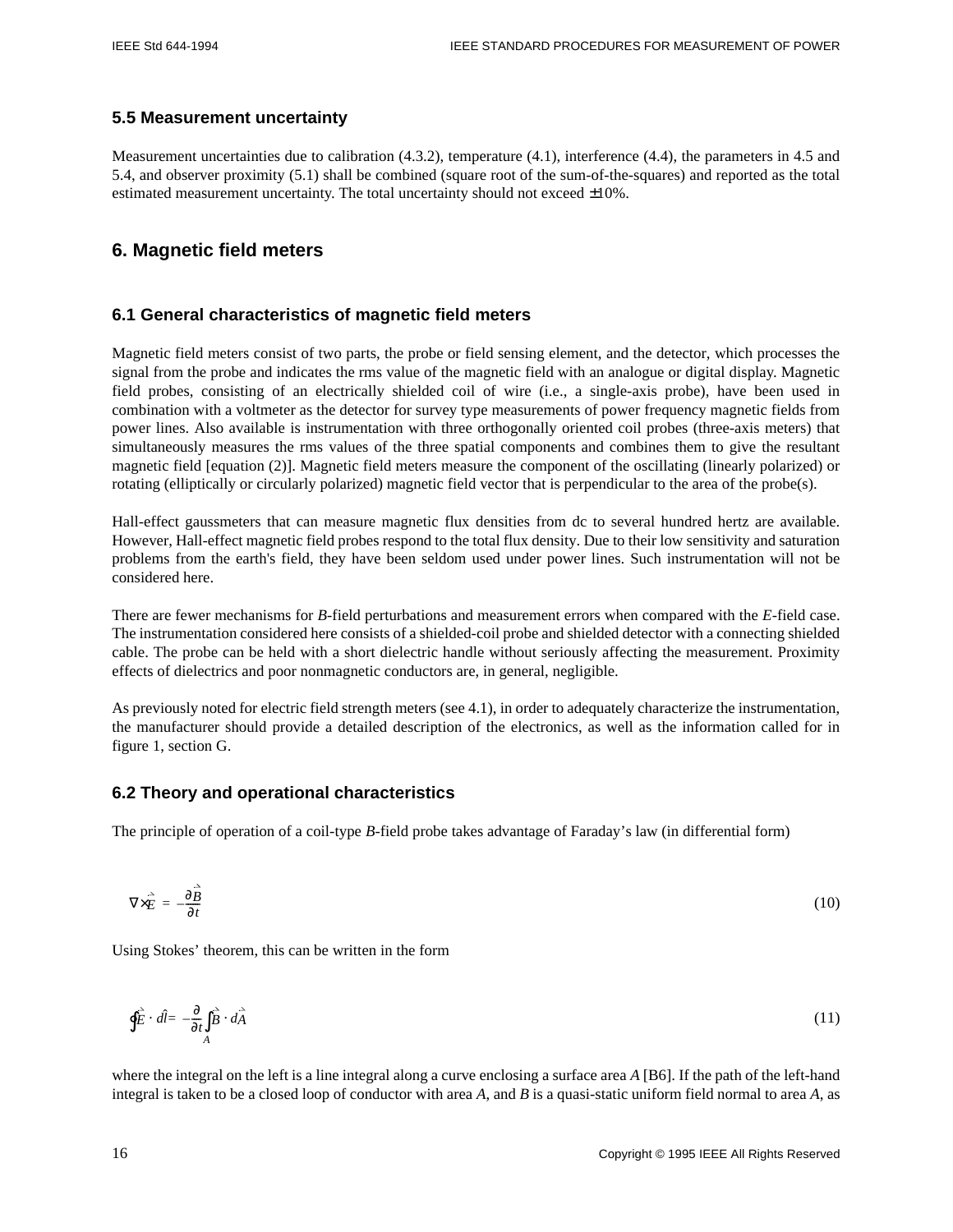### 5.5 Measurement uncertainty

Measurement uncertainties due to calibration (4.3.2), temperature (4.1), interference (4.4), the parameters in 4.5 and 5.4, and observer proximity (5.1) shall be combined (square root of the sum-of-the-squares) and reported as the total estimated measurement uncertainty. The total uncertainty should not exceed ±10%.

## 6. Magnetic field meters

### 6.1 General characteristics of magnetic field meters

Magnetic field meters consist of two parts, the probe or field sensing element, and the detector, which processes the signal from the probe and indicates the rms value of the magnetic field with an analogue or digital display. Magnetic field probes, consisting of an electrically shielded coil of wire (i.e., a single-axis probe), have been used in combination with a voltmeter as the detector for survey type measurements of power frequency magnetic fields from power lines. Also available is instrumentation with three orthogonally oriented coil probes (three-axis meters) that simultaneously measures the rms values of the three spatial components and combines them to give the resultant magnetic field [equation (2)]. Magnetic field meters measure the component of the oscillating (linearly polarized) or rotating (elliptically or circularly polarized) magnetic field vector that is perpendicular to the area of the probe(s).

Hall-effect gaussmeters that can measure magnetic flux densities from dc to several hundred hertz are available. However, Hall-effect magnetic field probes respond to the total flux density. Due to their low sensitivity and saturation problems from the earth's field, they have been seldom used under power lines. Such instrumentation will not be considered here.

There are fewer mechanisms for *B*-field perturbations and measurement errors when compared with the *E*-field case. The instrumentation considered here consists of a shielded-coil probe and shielded detector with a connecting shielded cable. The probe can be held with a short dielectric handle without seriously affecting the measurement. Proximity effects of dielectrics and poor nonmagnetic conductors are, in general, negligible.

As previously noted for electric field strength meters (see 4.1), in order to adequately characterize the instrumentation, the manufacturer should provide a detailed description of the electronics, as well as the information called for in figure 1, section G.

### 6.2 Theory and operational characteristics

The principle of operation of a coil-type *B*-field probe takes advantage of Faraday's law (in differential form)

$$\nabla \times \vec{E} = -\frac{\partial \vec{B}}{\partial t} \tag{10}$$

Using Stokes' theorem, this can be written in the form

$$\oint \vec{E} \cdot d\hat{l} = -\frac{\partial}{\partial t} \int_A \vec{B} \cdot d\vec{A} \tag{11}$$

where the integral on the left is a line integral along a curve enclosing a surface area *A* [B6]. If the path of the left-hand integral is taken to be a closed loop of conductor with area *A*, and *B* is a quasi-static uniform field normal to area *A*, as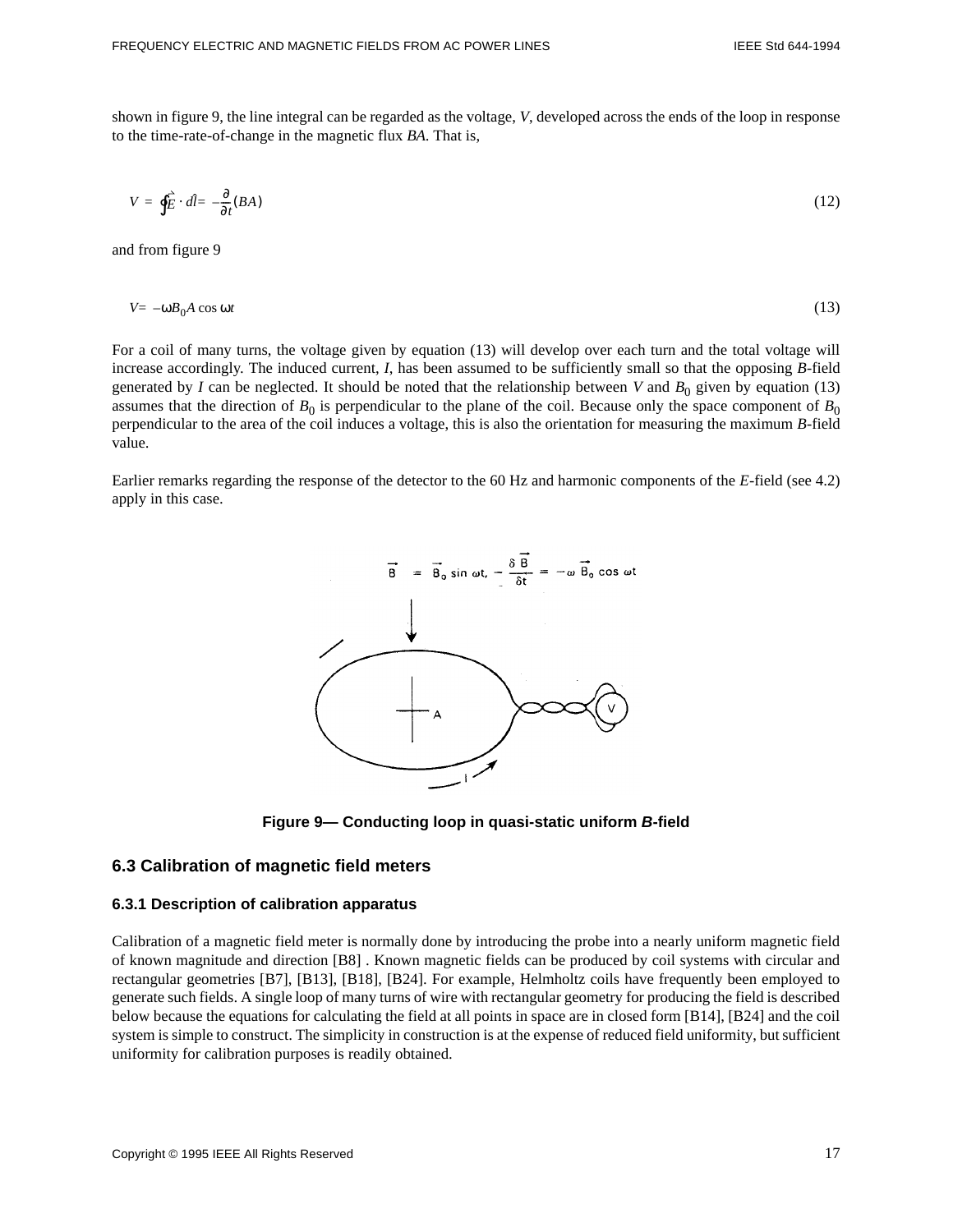shown in figure 9, the line integral can be regarded as the voltage, $V$, developed across the ends of the loop in response to the time-rate-of-change in the magnetic flux $BA$. That is,

$$V = \oint \vec{E} \cdot d\hat{l} = -\frac{\partial}{\partial t}(BA) \tag{12}$$

and from figure 9

$$V = -\omega B_0 A \cos \omega t \tag{13}$$

For a coil of many turns, the voltage given by equation (13) will develop over each turn and the total voltage will increase accordingly. The induced current, $I$, has been assumed to be sufficiently small so that the opposing $B$-field generated by $I$ can be neglected. It should be noted that the relationship between $V$ and $B_0$ given by equation (13) assumes that the direction of $B_0$ is perpendicular to the plane of the coil. Because only the space component of $B_0$ perpendicular to the area of the coil induces a voltage, this is also the orientation for measuring the maximum $B$-field value.

Earlier remarks regarding the response of the detector to the 60 Hz and harmonic components of the $E$-field (see 4.2) apply in this case.

$\vec{B} = \vec{B}_0 \sin \omega t, \; -\frac{\delta \vec{B}}{\delta t} = -\omega \vec{B}_0 \cos \omega t$

**Figure 9— Conducting loop in quasi-static uniform *B*-field**

## 6.3 Calibration of magnetic field meters

### 6.3.1 Description of calibration apparatus

Calibration of a magnetic field meter is normally done by introducing the probe into a nearly uniform magnetic field of known magnitude and direction [B8] . Known magnetic fields can be produced by coil systems with circular and rectangular geometries [B7], [B13], [B18], [B24]. For example, Helmholtz coils have frequently been employed to generate such fields. A single loop of many turns of wire with rectangular geometry for producing the field is described below because the equations for calculating the field at all points in space are in closed form [B14], [B24] and the coil system is simple to construct. The simplicity in construction is at the expense of reduced field uniformity, but sufficient uniformity for calibration purposes is readily obtained.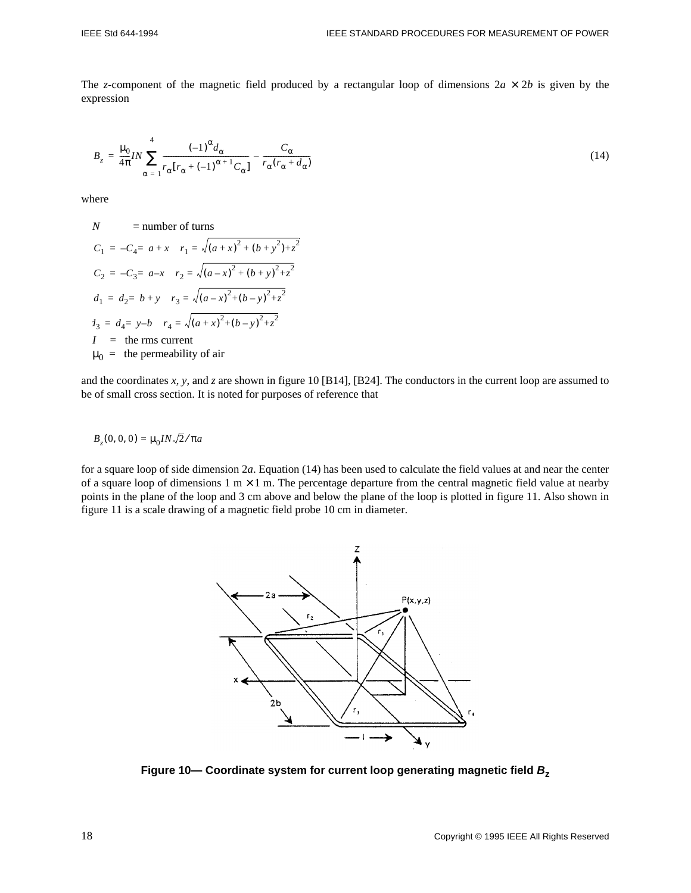The *z*-component of the magnetic field produced by a rectangular loop of dimensions $2a \times 2b$ is given by the expression

$$B_z = \frac{\mu_0}{4\pi} IN \sum_{\alpha=1}^{4} \frac{(-1)^{\alpha} d_{\alpha}}{r_{\alpha}[r_{\alpha} + (-1)^{\alpha+1} C_{\alpha}]} - \frac{C_{\alpha}}{r_{\alpha}(r_{\alpha} + d_{\alpha})} \tag{14}$$

where

$N$ = number of turns

$C_1 = -C_4 = a + x \quad r_1 = \sqrt{(a+x)^2 + (b+y^2) + z^2}$

$C_2 = -C_3 = a - x \quad r_2 = \sqrt{(a-x)^2 + (b+y)^2 + z^2}$

$d_1 = d_2 = b + y \quad r_3 = \sqrt{(a-x)^2 + (b-y)^2 + z^2}$

$d_3 = d_4 = y - b \quad r_4 = \sqrt{(a+x)^2 + (b-y)^2 + z^2}$

$I$ = the rms current

$\mu_0$ = the permeability of air

and the coordinates *x*, *y*, and *z* are shown in figure 10 [B14], [B24]. The conductors in the current loop are assumed to be of small cross section. It is noted for purposes of reference that

$$B_z(0, 0, 0) = \mu_0 IN\sqrt{2}/\pi a$$

for a square loop of side dimension $2a$. Equation (14) has been used to calculate the field values at and near the center of a square loop of dimensions 1 m × 1 m. The percentage departure from the central magnetic field value at nearby points in the plane of the loop and 3 cm above and below the plane of the loop is plotted in figure 11. Also shown in figure 11 is a scale drawing of a magnetic field probe 10 cm in diameter.

**Figure 10— Coordinate system for current loop generating magnetic field $B_z$**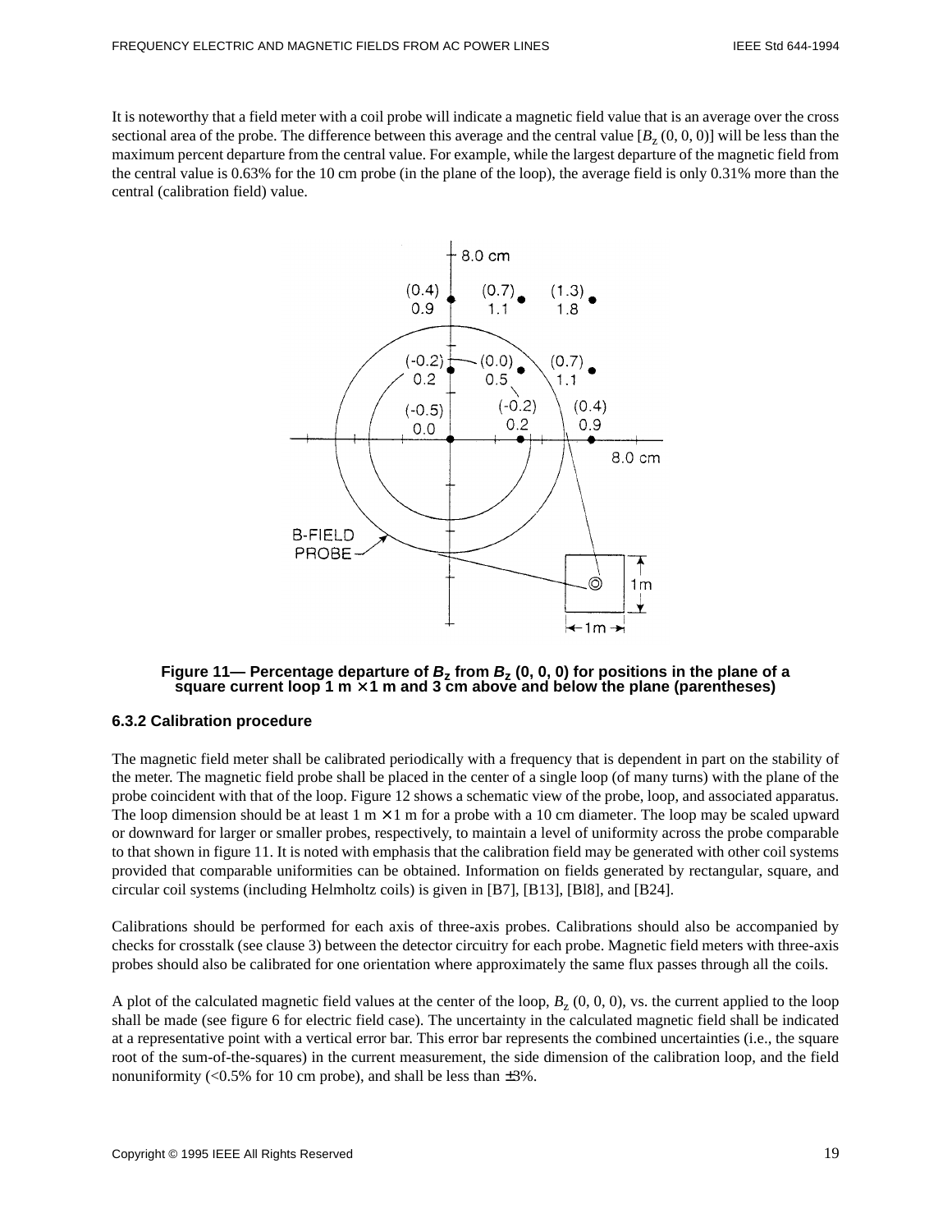It is noteworthy that a field meter with a coil probe will indicate a magnetic field value that is an average over the cross sectional area of the probe. The difference between this average and the central value [$B_z$ (0, 0, 0)] will be less than the maximum percent departure from the central value. For example, while the largest departure of the magnetic field from the central value is 0.63% for the 10 cm probe (in the plane of the loop), the average field is only 0.31% more than the central (calibration field) value.

**Figure 11— Percentage departure of $B_z$ from $B_z$ (0, 0, 0) for positions in the plane of a square current loop 1 m × 1 m and 3 cm above and below the plane (parentheses)**

### 6.3.2 Calibration procedure

The magnetic field meter shall be calibrated periodically with a frequency that is dependent in part on the stability of the meter. The magnetic field probe shall be placed in the center of a single loop (of many turns) with the plane of the probe coincident with that of the loop. Figure 12 shows a schematic view of the probe, loop, and associated apparatus. The loop dimension should be at least 1 m × 1 m for a probe with a 10 cm diameter. The loop may be scaled upward or downward for larger or smaller probes, respectively, to maintain a level of uniformity across the probe comparable to that shown in figure 11. It is noted with emphasis that the calibration field may be generated with other coil systems provided that comparable uniformities can be obtained. Information on fields generated by rectangular, square, and circular coil systems (including Helmholtz coils) is given in [B7], [B13], [Bl8], and [B24].

Calibrations should be performed for each axis of three-axis probes. Calibrations should also be accompanied by checks for crosstalk (see clause 3) between the detector circuitry for each probe. Magnetic field meters with three-axis probes should also be calibrated for one orientation where approximately the same flux passes through all the coils.

A plot of the calculated magnetic field values at the center of the loop, $B_z$ (0, 0, 0), vs. the current applied to the loop shall be made (see figure 6 for electric field case). The uncertainty in the calculated magnetic field shall be indicated at a representative point with a vertical error bar. This error bar represents the combined uncertainties (i.e., the square root of the sum-of-the-squares) in the current measurement, the side dimension of the calibration loop, and the field nonuniformity (<0.5% for 10 cm probe), and shall be less than ±3%.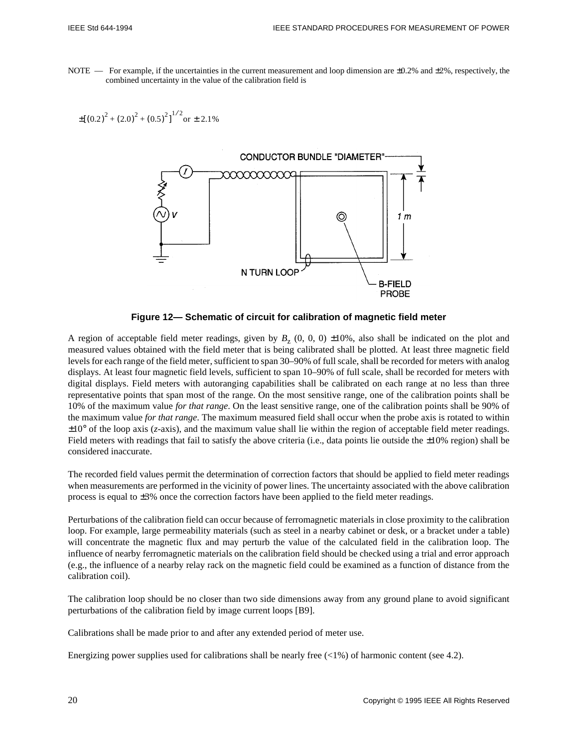NOTE — For example, if the uncertainties in the current measurement and loop dimension are ±0.2% and ±2%, respectively, the combined uncertainty in the value of the calibration field is

$$\pm[(0.2)^2 + (2.0)^2 + (0.5)^2]^{1/2} \text{ or } \pm 2.1\%$$

**Figure 12— Schematic of circuit for calibration of magnetic field meter**

A region of acceptable field meter readings, given by $B_z$ (0, 0, 0) ±10%, also shall be indicated on the plot and measured values obtained with the field meter that is being calibrated shall be plotted. At least three magnetic field levels for each range of the field meter, sufficient to span 30–90% of full scale, shall be recorded for meters with analog displays. At least four magnetic field levels, sufficient to span 10–90% of full scale, shall be recorded for meters with digital displays. Field meters with autoranging capabilities shall be calibrated on each range at no less than three representative points that span most of the range. On the most sensitive range, one of the calibration points shall be 10% of the maximum value *for that range*. On the least sensitive range, one of the calibration points shall be 90% of the maximum value *for that range*. The maximum measured field shall occur when the probe axis is rotated to within ±10° of the loop axis (*z*-axis), and the maximum value shall lie within the region of acceptable field meter readings. Field meters with readings that fail to satisfy the above criteria (i.e., data points lie outside the ±10% region) shall be considered inaccurate.

The recorded field values permit the determination of correction factors that should be applied to field meter readings when measurements are performed in the vicinity of power lines. The uncertainty associated with the above calibration process is equal to ±3% once the correction factors have been applied to the field meter readings.

Perturbations of the calibration field can occur because of ferromagnetic materials in close proximity to the calibration loop. For example, large permeability materials (such as steel in a nearby cabinet or desk, or a bracket under a table) will concentrate the magnetic flux and may perturb the value of the calculated field in the calibration loop. The influence of nearby ferromagnetic materials on the calibration field should be checked using a trial and error approach (e.g., the influence of a nearby relay rack on the magnetic field could be examined as a function of distance from the calibration coil).

The calibration loop should be no closer than two side dimensions away from any ground plane to avoid significant perturbations of the calibration field by image current loops [B9].

Calibrations shall be made prior to and after any extended period of meter use.

Energizing power supplies used for calibrations shall be nearly free (<1%) of harmonic content (see 4.2).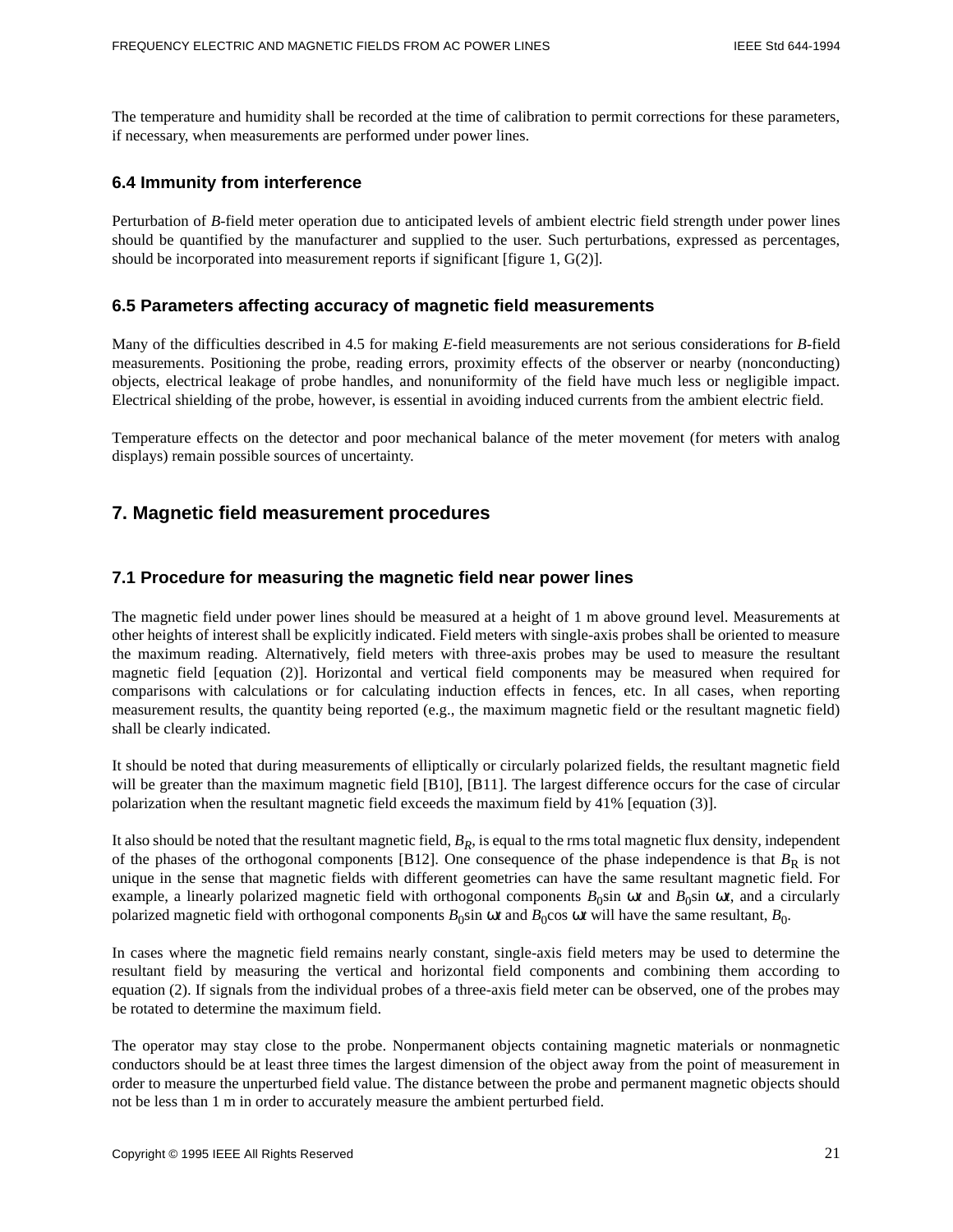The temperature and humidity shall be recorded at the time of calibration to permit corrections for these parameters, if necessary, when measurements are performed under power lines.

### 6.4 Immunity from interference

Perturbation of *B*-field meter operation due to anticipated levels of ambient electric field strength under power lines should be quantified by the manufacturer and supplied to the user. Such perturbations, expressed as percentages, should be incorporated into measurement reports if significant [figure 1, G(2)].

### 6.5 Parameters affecting accuracy of magnetic field measurements

Many of the difficulties described in 4.5 for making *E*-field measurements are not serious considerations for *B*-field measurements. Positioning the probe, reading errors, proximity effects of the observer or nearby (nonconducting) objects, electrical leakage of probe handles, and nonuniformity of the field have much less or negligible impact. Electrical shielding of the probe, however, is essential in avoiding induced currents from the ambient electric field.

Temperature effects on the detector and poor mechanical balance of the meter movement (for meters with analog displays) remain possible sources of uncertainty.

## 7. Magnetic field measurement procedures

### 7.1 Procedure for measuring the magnetic field near power lines

The magnetic field under power lines should be measured at a height of 1 m above ground level. Measurements at other heights of interest shall be explicitly indicated. Field meters with single-axis probes shall be oriented to measure the maximum reading. Alternatively, field meters with three-axis probes may be used to measure the resultant magnetic field [equation (2)]. Horizontal and vertical field components may be measured when required for comparisons with calculations or for calculating induction effects in fences, etc. In all cases, when reporting measurement results, the quantity being reported (e.g., the maximum magnetic field or the resultant magnetic field) shall be clearly indicated.

It should be noted that during measurements of elliptically or circularly polarized fields, the resultant magnetic field will be greater than the maximum magnetic field [B10], [B11]. The largest difference occurs for the case of circular polarization when the resultant magnetic field exceeds the maximum field by 41% [equation (3)].

It also should be noted that the resultant magnetic field, $B_R$, is equal to the rms total magnetic flux density, independent of the phases of the orthogonal components [B12]. One consequence of the phase independence is that $B_R$ is not unique in the sense that magnetic fields with different geometries can have the same resultant magnetic field. For example, a linearly polarized magnetic field with orthogonal components $B_0 \sin \omega t$ and $B_0 \sin \omega t$, and a circularly polarized magnetic field with orthogonal components $B_0 \sin \omega t$ and $B_0 \cos \omega t$ will have the same resultant, $B_0$.

In cases where the magnetic field remains nearly constant, single-axis field meters may be used to determine the resultant field by measuring the vertical and horizontal field components and combining them according to equation (2). If signals from the individual probes of a three-axis field meter can be observed, one of the probes may be rotated to determine the maximum field.

The operator may stay close to the probe. Nonpermanent objects containing magnetic materials or nonmagnetic conductors should be at least three times the largest dimension of the object away from the point of measurement in order to measure the unperturbed field value. The distance between the probe and permanent magnetic objects should not be less than 1 m in order to accurately measure the ambient perturbed field.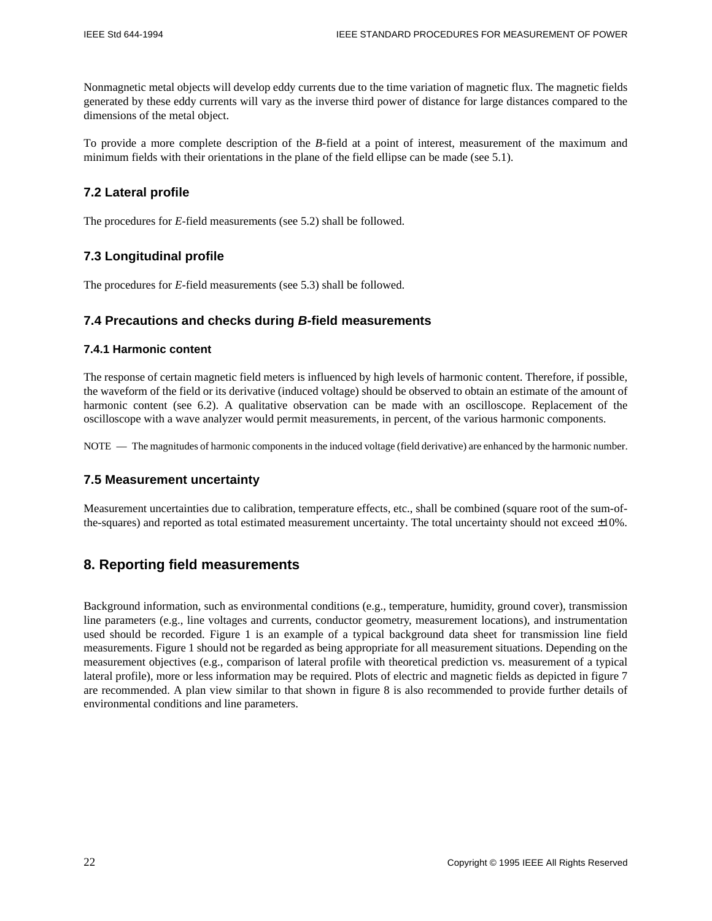Nonmagnetic metal objects will develop eddy currents due to the time variation of magnetic flux. The magnetic fields generated by these eddy currents will vary as the inverse third power of distance for large distances compared to the dimensions of the metal object.

To provide a more complete description of the *B*-field at a point of interest, measurement of the maximum and minimum fields with their orientations in the plane of the field ellipse can be made (see 5.1).

### 7.2 Lateral profile

The procedures for *E*-field measurements (see 5.2) shall be followed.

### 7.3 Longitudinal profile

The procedures for *E*-field measurements (see 5.3) shall be followed.

### 7.4 Precautions and checks during *B*-field measurements

#### 7.4.1 Harmonic content

The response of certain magnetic field meters is influenced by high levels of harmonic content. Therefore, if possible, the waveform of the field or its derivative (induced voltage) should be observed to obtain an estimate of the amount of harmonic content (see 6.2). A qualitative observation can be made with an oscilloscope. Replacement of the oscilloscope with a wave analyzer would permit measurements, in percent, of the various harmonic components.

NOTE — The magnitudes of harmonic components in the induced voltage (field derivative) are enhanced by the harmonic number.

### 7.5 Measurement uncertainty

Measurement uncertainties due to calibration, temperature effects, etc., shall be combined (square root of the sum-of-the-squares) and reported as total estimated measurement uncertainty. The total uncertainty should not exceed ±10%.

## 8. Reporting field measurements

Background information, such as environmental conditions (e.g., temperature, humidity, ground cover), transmission line parameters (e.g., line voltages and currents, conductor geometry, measurement locations), and instrumentation used should be recorded. Figure 1 is an example of a typical background data sheet for transmission line field measurements. Figure 1 should not be regarded as being appropriate for all measurement situations. Depending on the measurement objectives (e.g., comparison of lateral profile with theoretical prediction vs. measurement of a typical lateral profile), more or less information may be required. Plots of electric and magnetic fields as depicted in figure 7 are recommended. A plan view similar to that shown in figure 8 is also recommended to provide further details of environmental conditions and line parameters.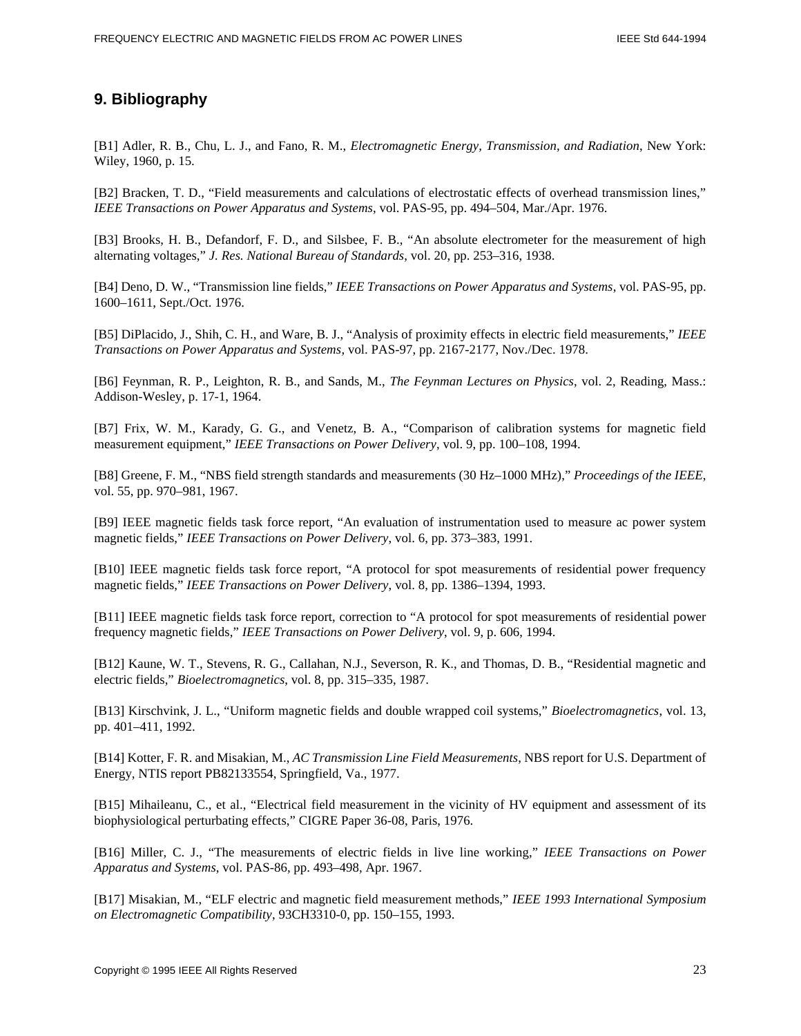## 9. Bibliography

[B1] Adler, R. B., Chu, L. J., and Fano, R. M., *Electromagnetic Energy, Transmission, and Radiation*, New York: Wiley, 1960, p. 15.

[B2] Bracken, T. D., "Field measurements and calculations of electrostatic effects of overhead transmission lines," *IEEE Transactions on Power Apparatus and Systems*, vol. PAS-95, pp. 494–504, Mar./Apr. 1976.

[B3] Brooks, H. B., Defandorf, F. D., and Silsbee, F. B., "An absolute electrometer for the measurement of high alternating voltages," *J. Res. National Bureau of Standards*, vol. 20, pp. 253–316, 1938.

[B4] Deno, D. W., "Transmission line fields," *IEEE Transactions on Power Apparatus and Systems*, vol. PAS-95, pp. 1600–1611, Sept./Oct. 1976.

[B5] DiPlacido, J., Shih, C. H., and Ware, B. J., "Analysis of proximity effects in electric field measurements," *IEEE Transactions on Power Apparatus and Systems*, vol. PAS-97, pp. 2167-2177, Nov./Dec. 1978.

[B6] Feynman, R. P., Leighton, R. B., and Sands, M., *The Feynman Lectures on Physics*, vol. 2, Reading, Mass.: Addison-Wesley, p. 17-1, 1964.

[B7] Frix, W. M., Karady, G. G., and Venetz, B. A., "Comparison of calibration systems for magnetic field measurement equipment," *IEEE Transactions on Power Delivery*, vol. 9, pp. 100–108, 1994.

[B8] Greene, F. M., "NBS field strength standards and measurements (30 Hz–1000 MHz)," *Proceedings of the IEEE*, vol. 55, pp. 970–981, 1967.

[B9] IEEE magnetic fields task force report, "An evaluation of instrumentation used to measure ac power system magnetic fields," *IEEE Transactions on Power Delivery*, vol. 6, pp. 373–383, 1991.

[B10] IEEE magnetic fields task force report, "A protocol for spot measurements of residential power frequency magnetic fields," *IEEE Transactions on Power Delivery*, vol. 8, pp. 1386–1394, 1993.

[B11] IEEE magnetic fields task force report, correction to "A protocol for spot measurements of residential power frequency magnetic fields," *IEEE Transactions on Power Delivery*, vol. 9, p. 606, 1994.

[B12] Kaune, W. T., Stevens, R. G., Callahan, N.J., Severson, R. K., and Thomas, D. B., "Residential magnetic and electric fields," *Bioelectromagnetics*, vol. 8, pp. 315–335, 1987.

[B13] Kirschvink, J. L., "Uniform magnetic fields and double wrapped coil systems," *Bioelectromagnetics*, vol. 13, pp. 401–411, 1992.

[B14] Kotter, F. R. and Misakian, M., *AC Transmission Line Field Measurements*, NBS report for U.S. Department of Energy, NTIS report PB82133554, Springfield, Va., 1977.

[B15] Mihaileanu, C., et al., "Electrical field measurement in the vicinity of HV equipment and assessment of its biophysiological perturbating effects," CIGRE Paper 36-08, Paris, 1976.

[B16] Miller, C. J., "The measurements of electric fields in live line working," *IEEE Transactions on Power Apparatus and Systems*, vol. PAS-86, pp. 493–498, Apr. 1967.

[B17] Misakian, M., "ELF electric and magnetic field measurement methods," *IEEE 1993 International Symposium on Electromagnetic Compatibility*, 93CH3310-0, pp. 150–155, 1993.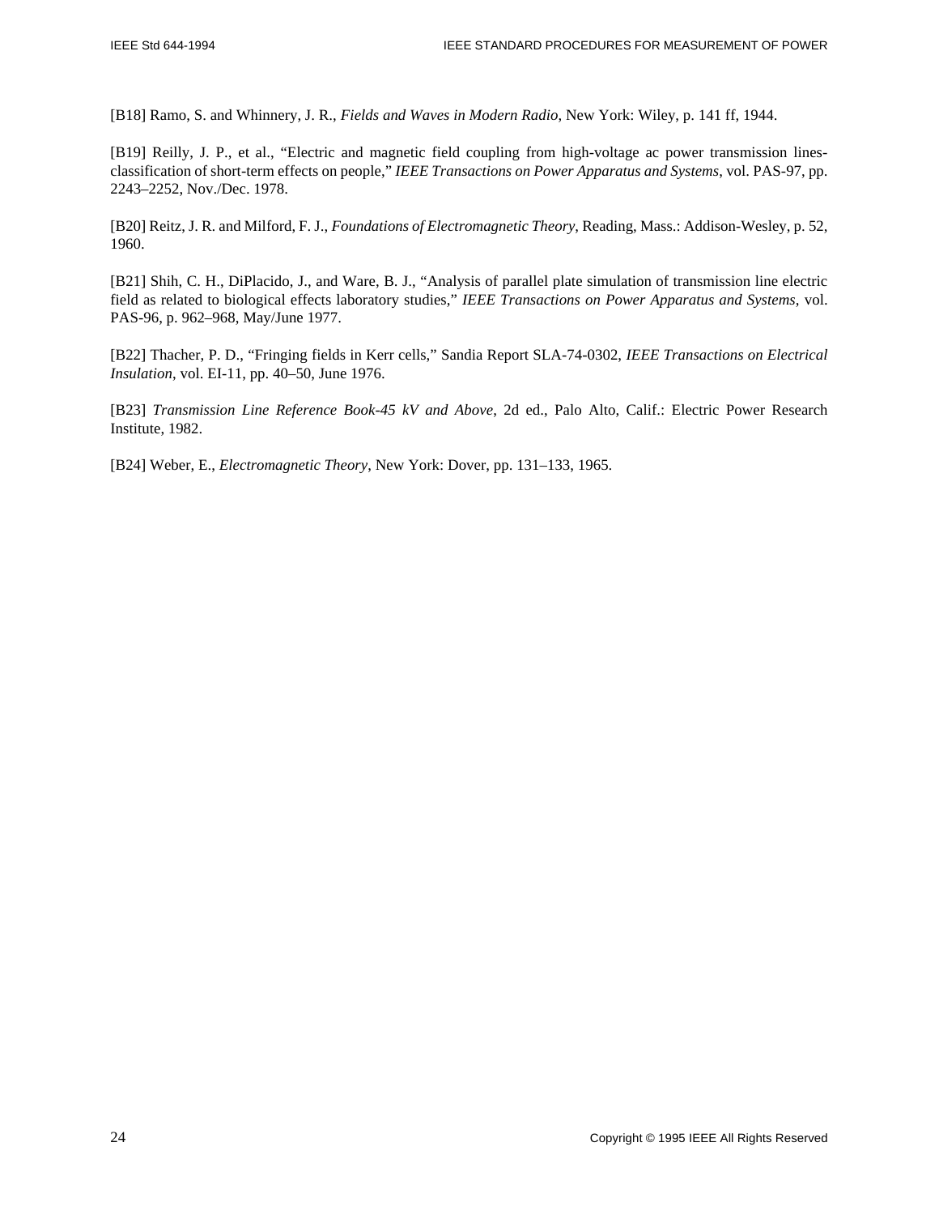[B18] Ramo, S. and Whinnery, J. R., *Fields and Waves in Modern Radio*, New York: Wiley, p. 141 ff, 1944.

[B19] Reilly, J. P., et al., “Electric and magnetic field coupling from high-voltage ac power transmission lines-classification of short-term effects on people,” *IEEE Transactions on Power Apparatus and Systems*, vol. PAS-97, pp. 2243–2252, Nov./Dec. 1978.

[B20] Reitz, J. R. and Milford, F. J., *Foundations of Electromagnetic Theory*, Reading, Mass.: Addison-Wesley, p. 52, 1960.

[B21] Shih, C. H., DiPlacido, J., and Ware, B. J., “Analysis of parallel plate simulation of transmission line electric field as related to biological effects laboratory studies,” *IEEE Transactions on Power Apparatus and Systems*, vol. PAS-96, p. 962–968, May/June 1977.

[B22] Thacher, P. D., “Fringing fields in Kerr cells,” Sandia Report SLA-74-0302, *IEEE Transactions on Electrical Insulation*, vol. EI-11, pp. 40–50, June 1976.

[B23] *Transmission Line Reference Book-45 kV and Above*, 2d ed., Palo Alto, Calif.: Electric Power Research Institute, 1982.

[B24] Weber, E., *Electromagnetic Theory*, New York: Dover, pp. 131–133, 1965.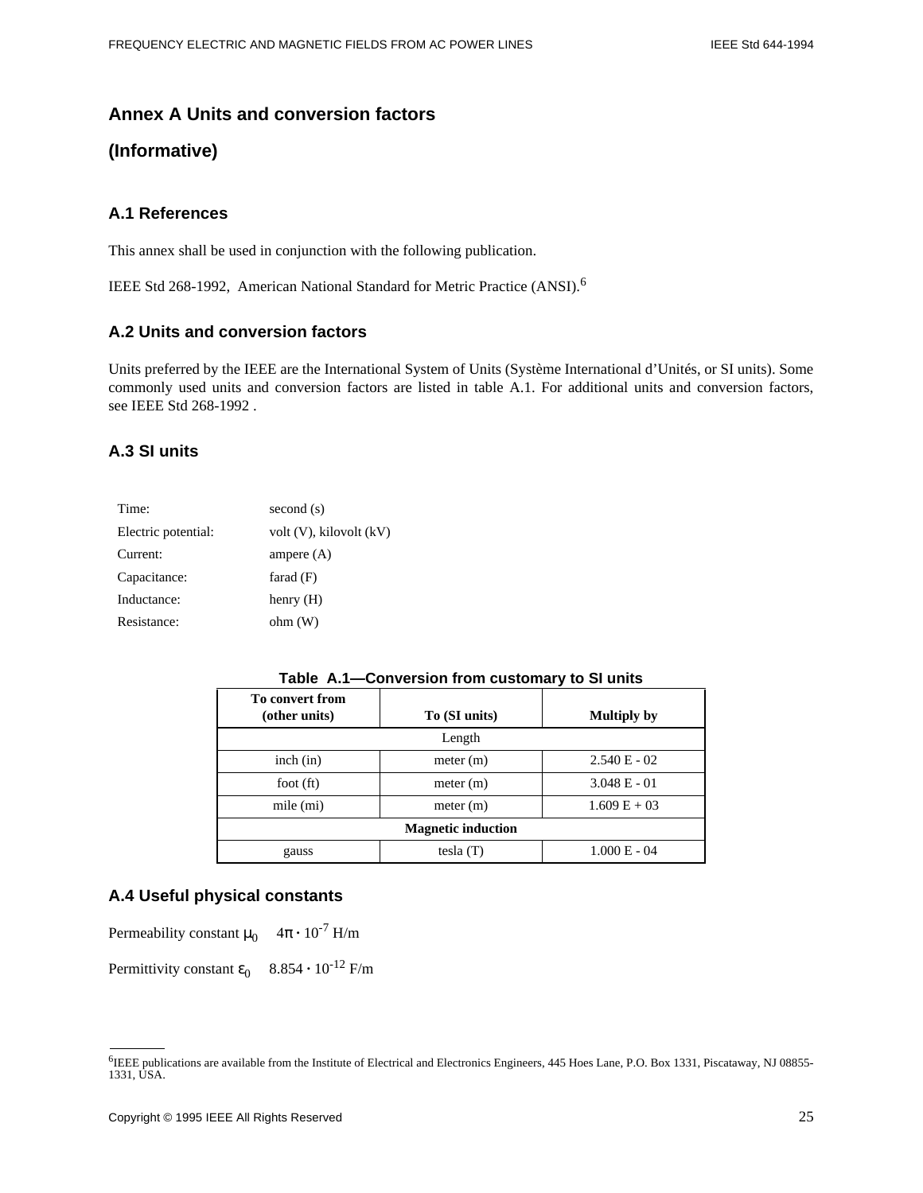# Annex A Units and conversion factors

# (Informative)

## A.1 References

This annex shall be used in conjunction with the following publication.

IEEE Std 268-1992, American National Standard for Metric Practice (ANSI).[6]

## A.2 Units and conversion factors

Units preferred by the IEEE are the International System of Units (Système International d'Unités, or SI units). Some commonly used units and conversion factors are listed in table A.1. For additional units and conversion factors, see IEEE Std 268-1992 .

## A.3 SI units

| | |
|---|---|
| Time: | second (s) |
| Electric potential: | volt (V), kilovolt (kV) |
| Current: | ampere (A) |
| Capacitance: | farad (F) |
| Inductance: | henry (H) |
| Resistance: | ohm (W) |

**Table A.1—Conversion from customary to SI units**

| To convert from (other units) | To (SI units) | Multiply by |
|---|---|---|
| Length | | |
| inch (in) | meter (m) | 2.540 E - 02 |
| foot (ft) | meter (m) | 3.048 E - 01 |
| mile (mi) | meter (m) | 1.609 E + 03 |
| **Magnetic induction** | | |
| gauss | tesla (T) | 1.000 E - 04 |

## A.4 Useful physical constants

Permeability constant $\mu_0$ $4\pi \cdot 10^{-7}$ H/m

Permittivity constant $\varepsilon_0$ $8.854 \cdot 10^{-12}$ F/m

---

[6]IEEE publications are available from the Institute of Electrical and Electronics Engineers, 445 Hoes Lane, P.O. Box 1331, Piscataway, NJ 08855-1331, USA.